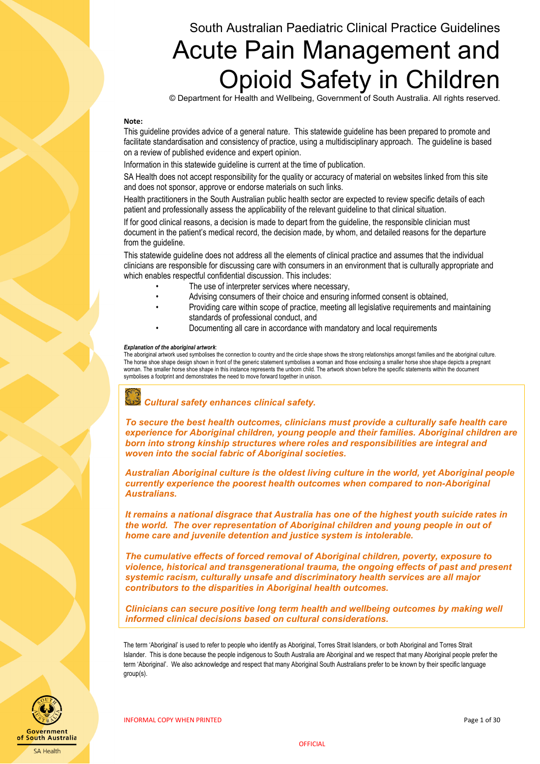South Australian Paediatric Clinical Practice Guidelines

# Acute Pain Management and Opioid Safety in Children

© Department for Health and Wellbeing, Government of South Australia. All rights reserved.

**Note:**

This guideline provides advice of a general nature. This statewide guideline has been prepared to promote and facilitate standardisation and consistency of practice, using a multidisciplinary approach. The guideline is based on a review of published evidence and expert opinion.

Information in this statewide guideline is current at the time of publication.

SA Health does not accept responsibility for the quality or accuracy of material on websites linked from this site and does not sponsor, approve or endorse materials on such links.

Health practitioners in the South Australian public health sector are expected to review specific details of each patient and professionally assess the applicability of the relevant guideline to that clinical situation.

If for good clinical reasons, a decision is made to depart from the guideline, the responsible clinician must document in the patient's medical record, the decision made, by whom, and detailed reasons for the departure from the guideline.

This statewide guideline does not address all the elements of clinical practice and assumes that the individual clinicians are responsible for discussing care with consumers in an environment that is culturally appropriate and which enables respectful confidential discussion. This includes:

- The use of interpreter services where necessary,
- Advising consumers of their choice and ensuring informed consent is obtained,
- Providing care within scope of practice, meeting all legislative requirements and maintaining standards of professional conduct, and
- Documenting all care in accordance with mandatory and local requirements

***Explanation of the aboriginal artwork*:**

The aboriginal artwork used symbolises the connection to country and the circle shape shows the strong relationships amongst families and the aboriginal culture. The horse shoe shape design shown in front of the generic statement symbolises a woman and those enclosing a smaller horse shoe shape depicts a pregnant woman. The smaller horse shoe shape in this instance represents the unborn child. The artwork shown before the specific statements within the document symbolises a footprint and demonstrates the need to move forward together in unison.

***Cultural safety enhances clinical safety.***

***To secure the best health outcomes, clinicians must provide a culturally safe health care experience for Aboriginal children, young people and their families. Aboriginal children are born into strong kinship structures where roles and responsibilities are integral and woven into the social fabric of Aboriginal societies.***

***Australian Aboriginal culture is the oldest living culture in the world, yet Aboriginal people currently experience the poorest health outcomes when compared to non-Aboriginal Australians.***

***It remains a national disgrace that Australia has one of the highest youth suicide rates in the world. The over representation of Aboriginal children and young people in out of home care and juvenile detention and justice system is intolerable.***

***The cumulative effects of forced removal of Aboriginal children, poverty, exposure to violence, historical and transgenerational trauma, the ongoing effects of past and present systemic racism, culturally unsafe and discriminatory health services are all major contributors to the disparities in Aboriginal health outcomes.***

***Clinicians can secure positive long term health and wellbeing outcomes by making well informed clinical decisions based on cultural considerations.***

The term 'Aboriginal' is used to refer to people who identify as Aboriginal, Torres Strait Islanders, or both Aboriginal and Torres Strait Islander. This is done because the people indigenous to South Australia are Aboriginal and we respect that many Aboriginal people prefer the term 'Aboriginal'. We also acknowledge and respect that many Aboriginal South Australians prefer to be known by their specific language group(s).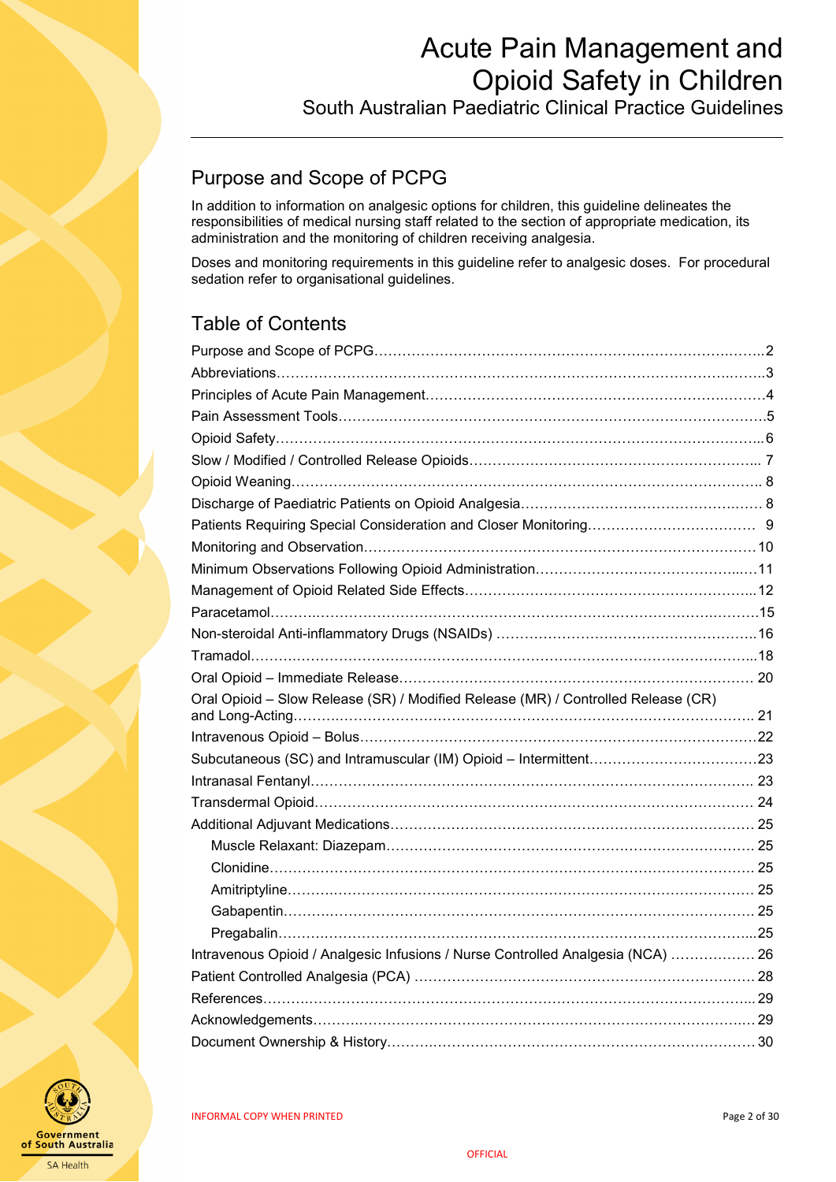## Purpose and Scope of PCPG

In addition to information on analgesic options for children, this guideline delineates the responsibilities of medical nursing staff related to the section of appropriate medication, its administration and the monitoring of children receiving analgesia.

Doses and monitoring requirements in this guideline refer to analgesic doses. For procedural sedation refer to organisational guidelines.

## Table of Contents

- Purpose and Scope of PCPG ........ 2
- Abbreviations ........ 3
- Principles of Acute Pain Management ........ 4
- Pain Assessment Tools ........ 5
- Opioid Safety ........ 6
- Slow / Modified / Controlled Release Opioids ........ 7
- Opioid Weaning ........ 8
- Discharge of Paediatric Patients on Opioid Analgesia ........ 8
- Patients Requiring Special Consideration and Closer Monitoring ........ 9
- Monitoring and Observation ........ 10
- Minimum Observations Following Opioid Administration ........ 11
- Management of Opioid Related Side Effects ........ 12
- Paracetamol ........ 15
- Non-steroidal Anti-inflammatory Drugs (NSAIDs) ........ 16
- Tramadol ........ 18
- Oral Opioid – Immediate Release ........ 20
- Oral Opioid – Slow Release (SR) / Modified Release (MR) / Controlled Release (CR) and Long-Acting ........ 21
- Intravenous Opioid – Bolus ........ 22
- Subcutaneous (SC) and Intramuscular (IM) Opioid – Intermittent ........ 23
- Intranasal Fentanyl ........ 23
- Transdermal Opioid ........ 24
- Additional Adjuvant Medications ........ 25
  - Muscle Relaxant: Diazepam ........ 25
  - Clonidine ........ 25
  - Amitriptyline ........ 25
  - Gabapentin ........ 25
  - Pregabalin ........ 25
- Intravenous Opioid / Analgesic Infusions / Nurse Controlled Analgesia (NCA) ........ 26
- Patient Controlled Analgesia (PCA) ........ 28
- References ........ 29
- Acknowledgements ........ 29
- Document Ownership & History ........ 30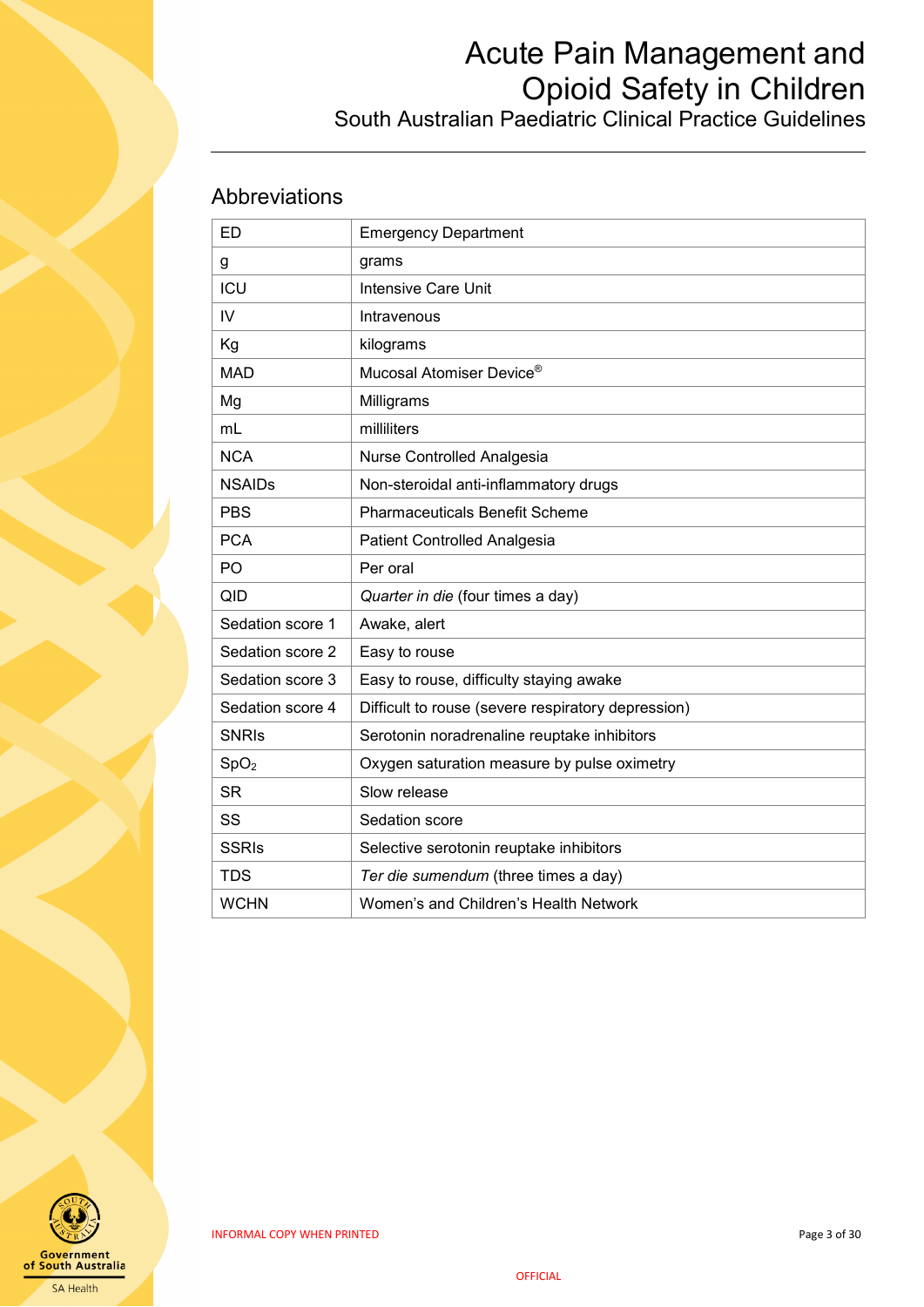## Abbreviations

| | |
|---|---|
| ED | Emergency Department |
| g | grams |
| ICU | Intensive Care Unit |
| IV | Intravenous |
| Kg | kilograms |
| MAD | Mucosal Atomiser Device® |
| Mg | Milligrams |
| mL | milliliters |
| NCA | Nurse Controlled Analgesia |
| NSAIDs | Non-steroidal anti-inflammatory drugs |
| PBS | Pharmaceuticals Benefit Scheme |
| PCA | Patient Controlled Analgesia |
| PO | Per oral |
| QID | *Quarter in die* (four times a day) |
| Sedation score 1 | Awake, alert |
| Sedation score 2 | Easy to rouse |
| Sedation score 3 | Easy to rouse, difficulty staying awake |
| Sedation score 4 | Difficult to rouse (severe respiratory depression) |
| SNRIs | Serotonin noradrenaline reuptake inhibitors |
| $SpO_2$ | Oxygen saturation measure by pulse oximetry |
| SR | Slow release |
| SS | Sedation score |
| SSRIs | Selective serotonin reuptake inhibitors |
| TDS | *Ter die sumendum* (three times a day) |
| WCHN | Women's and Children's Health Network |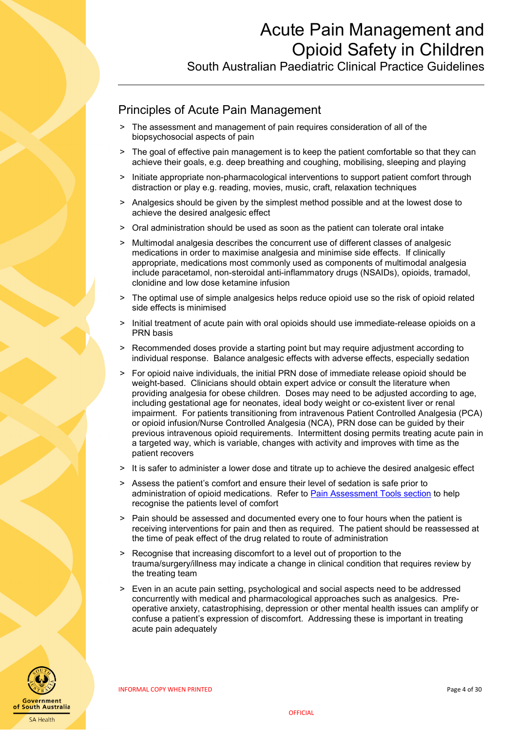## Principles of Acute Pain Management

> The assessment and management of pain requires consideration of all of the biopsychosocial aspects of pain

> The goal of effective pain management is to keep the patient comfortable so that they can achieve their goals, e.g. deep breathing and coughing, mobilising, sleeping and playing

> Initiate appropriate non-pharmacological interventions to support patient comfort through distraction or play e.g. reading, movies, music, craft, relaxation techniques

> Analgesics should be given by the simplest method possible and at the lowest dose to achieve the desired analgesic effect

> Oral administration should be used as soon as the patient can tolerate oral intake

> Multimodal analgesia describes the concurrent use of different classes of analgesic medications in order to maximise analgesia and minimise side effects. If clinically appropriate, medications most commonly used as components of multimodal analgesia include paracetamol, non-steroidal anti-inflammatory drugs (NSAIDs), opioids, tramadol, clonidine and low dose ketamine infusion

> The optimal use of simple analgesics helps reduce opioid use so the risk of opioid related side effects is minimised

> Initial treatment of acute pain with oral opioids should use immediate-release opioids on a PRN basis

> Recommended doses provide a starting point but may require adjustment according to individual response. Balance analgesic effects with adverse effects, especially sedation

> For opioid naive individuals, the initial PRN dose of immediate release opioid should be weight-based. Clinicians should obtain expert advice or consult the literature when providing analgesia for obese children. Doses may need to be adjusted according to age, including gestational age for neonates, ideal body weight or co-existent liver or renal impairment. For patients transitioning from intravenous Patient Controlled Analgesia (PCA) or opioid infusion/Nurse Controlled Analgesia (NCA), PRN dose can be guided by their previous intravenous opioid requirements. Intermittent dosing permits treating acute pain in a targeted way, which is variable, changes with activity and improves with time as the patient recovers

> It is safer to administer a lower dose and titrate up to achieve the desired analgesic effect

> Assess the patient's comfort and ensure their level of sedation is safe prior to administration of opioid medications. Refer to Pain Assessment Tools section to help recognise the patients level of comfort

> Pain should be assessed and documented every one to four hours when the patient is receiving interventions for pain and then as required. The patient should be reassessed at the time of peak effect of the drug related to route of administration

> Recognise that increasing discomfort to a level out of proportion to the trauma/surgery/illness may indicate a change in clinical condition that requires review by the treating team

> Even in an acute pain setting, psychological and social aspects need to be addressed concurrently with medical and pharmacological approaches such as analgesics. Pre-operative anxiety, catastrophising, depression or other mental health issues can amplify or confuse a patient's expression of discomfort. Addressing these is important in treating acute pain adequately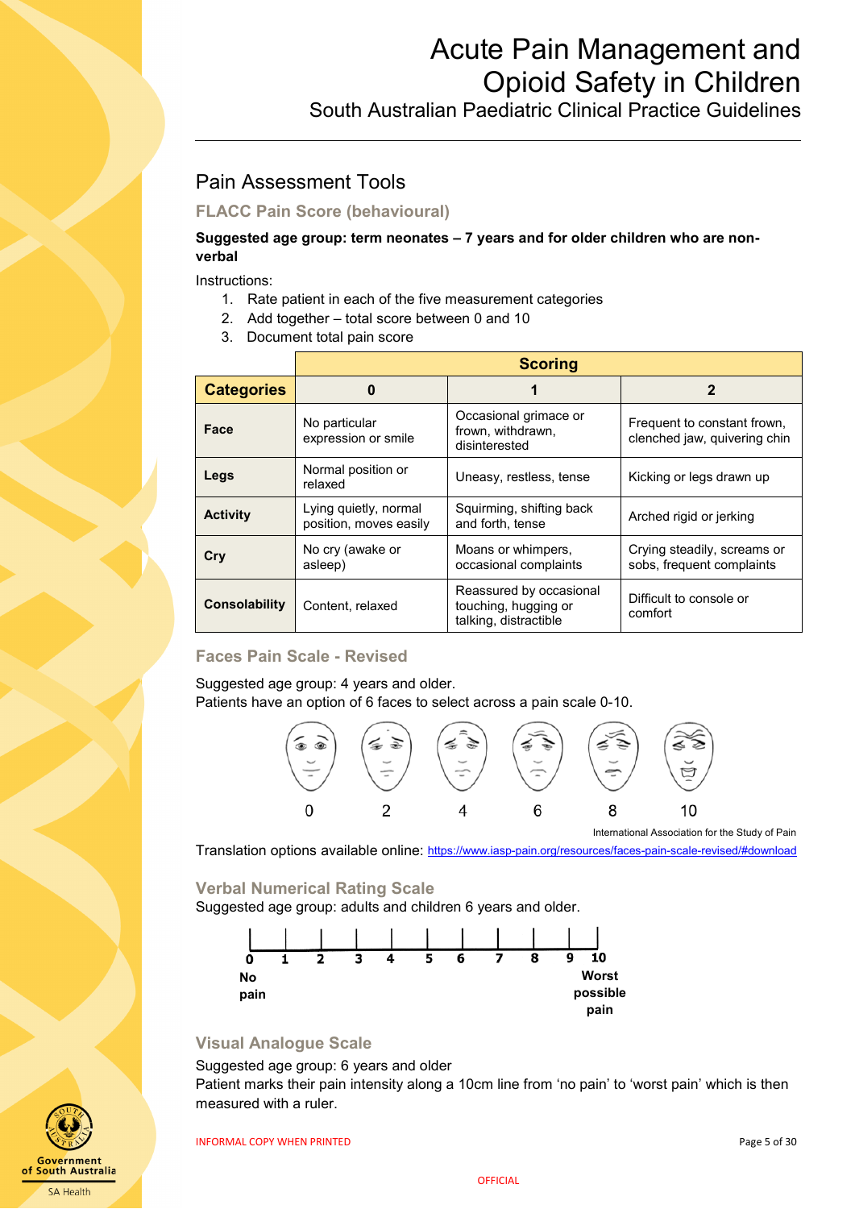## Pain Assessment Tools

### FLACC Pain Score (behavioural)

**Suggested age group: term neonates – 7 years and for older children who are non-verbal**

Instructions:

1. Rate patient in each of the five measurement categories
2. Add together – total score between 0 and 10
3. Document total pain score

| | Scoring | | |
|---|---|---|---|
| **Categories** | **0** | **1** | **2** |
| **Face** | No particular expression or smile | Occasional grimace or frown, withdrawn, disinterested | Frequent to constant frown, clenched jaw, quivering chin |
| **Legs** | Normal position or relaxed | Uneasy, restless, tense | Kicking or legs drawn up |
| **Activity** | Lying quietly, normal position, moves easily | Squirming, shifting back and forth, tense | Arched rigid or jerking |
| **Cry** | No cry (awake or asleep) | Moans or whimpers, occasional complaints | Crying steadily, screams or sobs, frequent complaints |
| **Consolability** | Content, relaxed | Reassured by occasional touching, hugging or talking, distractible | Difficult to console or comfort |

### Faces Pain Scale - Revised

Suggested age group: 4 years and older.
Patients have an option of 6 faces to select across a pain scale 0-10.

0 2 4 6 8 10

International Association for the Study of Pain

Translation options available online: https://www.iasp-pain.org/resources/faces-pain-scale-revised/#download

### Verbal Numerical Rating Scale

Suggested age group: adults and children 6 years and older.

**0 1 2 3 4 5 6 7 8 9 10**

**No pain** — **Worst possible pain**

### Visual Analogue Scale

Suggested age group: 6 years and older
Patient marks their pain intensity along a 10cm line from 'no pain' to 'worst pain' which is then measured with a ruler.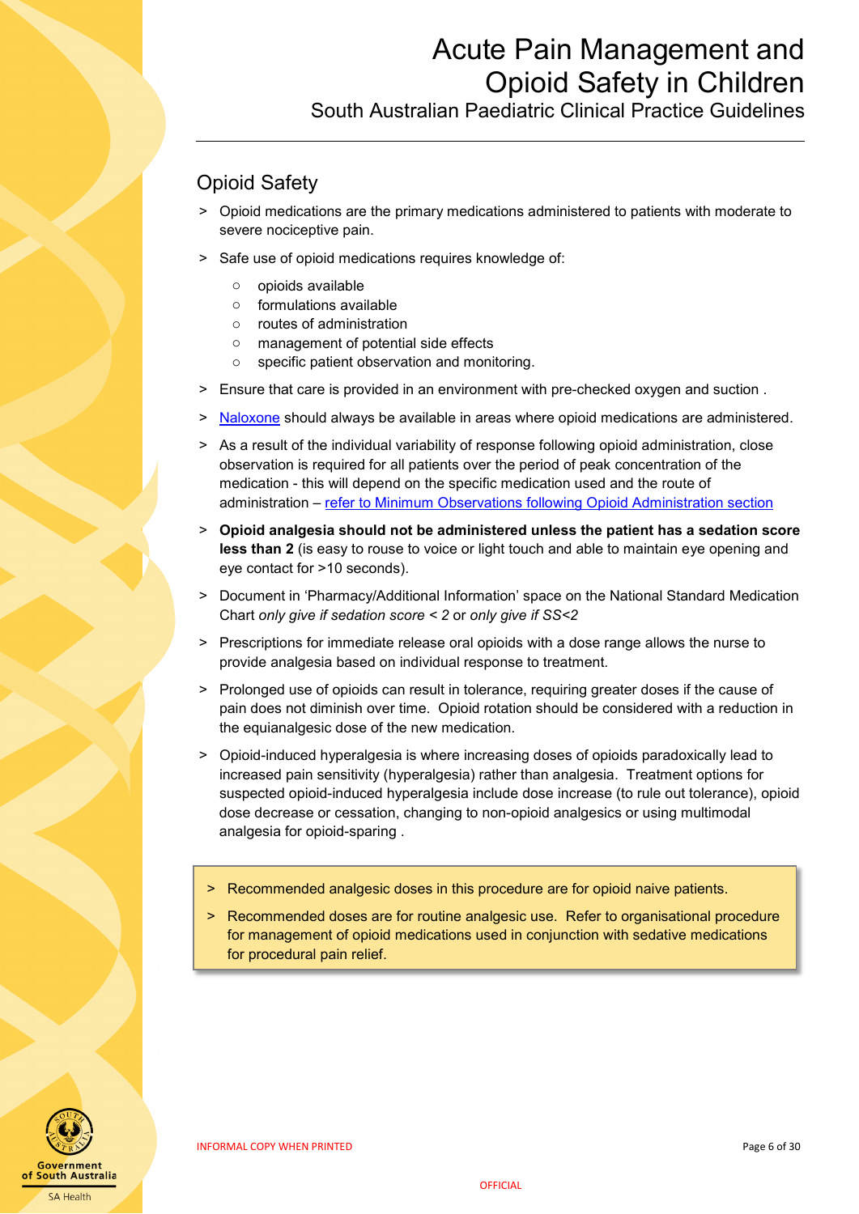## Opioid Safety

- Opioid medications are the primary medications administered to patients with moderate to severe nociceptive pain.
- Safe use of opioid medications requires knowledge of:
  - opioids available
  - formulations available
  - routes of administration
  - management of potential side effects
  - specific patient observation and monitoring.
- Ensure that care is provided in an environment with pre-checked oxygen and suction .
- Naloxone should always be available in areas where opioid medications are administered.
- As a result of the individual variability of response following opioid administration, close observation is required for all patients over the period of peak concentration of the medication - this will depend on the specific medication used and the route of administration – refer to Minimum Observations following Opioid Administration section
- **Opioid analgesia should not be administered unless the patient has a sedation score less than 2** (is easy to rouse to voice or light touch and able to maintain eye opening and eye contact for >10 seconds).
- Document in 'Pharmacy/Additional Information' space on the National Standard Medication Chart *only give if sedation score < 2* or *only give if SS<2*
- Prescriptions for immediate release oral opioids with a dose range allows the nurse to provide analgesia based on individual response to treatment.
- Prolonged use of opioids can result in tolerance, requiring greater doses if the cause of pain does not diminish over time. Opioid rotation should be considered with a reduction in the equianalgesic dose of the new medication.
- Opioid-induced hyperalgesia is where increasing doses of opioids paradoxically lead to increased pain sensitivity (hyperalgesia) rather than analgesia. Treatment options for suspected opioid-induced hyperalgesia include dose increase (to rule out tolerance), opioid dose decrease or cessation, changing to non-opioid analgesics or using multimodal analgesia for opioid-sparing .

> - Recommended analgesic doses in this procedure are for opioid naive patients.
> - Recommended doses are for routine analgesic use. Refer to organisational procedure for management of opioid medications used in conjunction with sedative medications for procedural pain relief.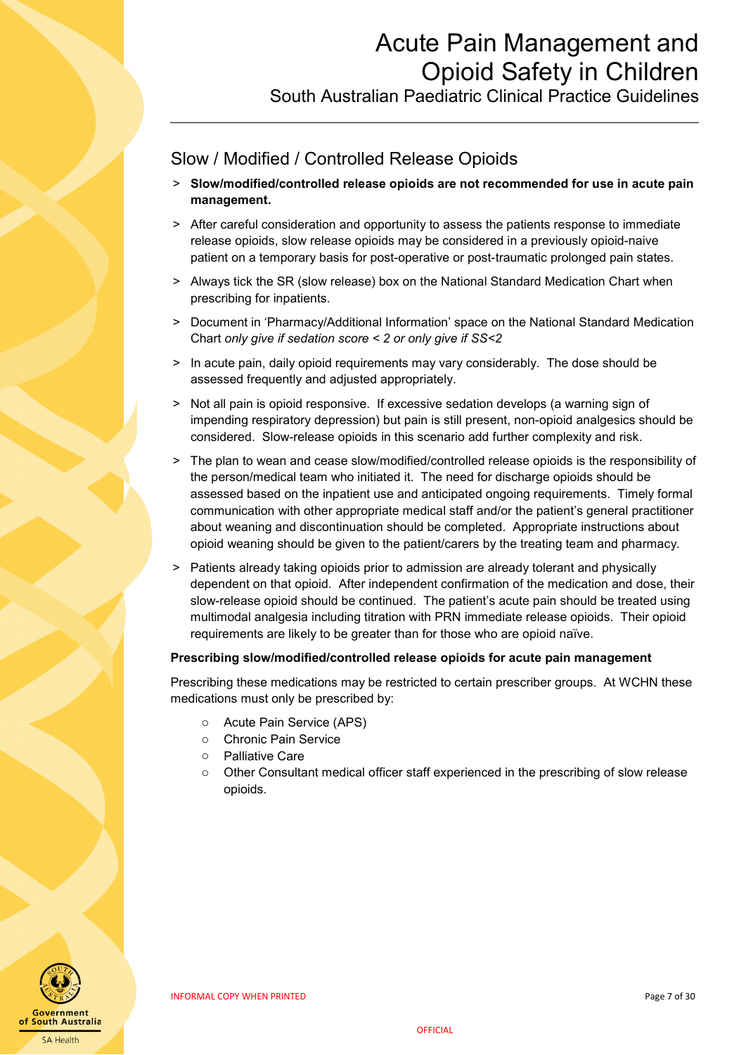## Slow / Modified / Controlled Release Opioids

> **Slow/modified/controlled release opioids are not recommended for use in acute pain management.**

> After careful consideration and opportunity to assess the patients response to immediate release opioids, slow release opioids may be considered in a previously opioid-naive patient on a temporary basis for post-operative or post-traumatic prolonged pain states.

> Always tick the SR (slow release) box on the National Standard Medication Chart when prescribing for inpatients.

> Document in 'Pharmacy/Additional Information' space on the National Standard Medication Chart *only give if sedation score < 2 or only give if SS<2*

> In acute pain, daily opioid requirements may vary considerably. The dose should be assessed frequently and adjusted appropriately.

> Not all pain is opioid responsive. If excessive sedation develops (a warning sign of impending respiratory depression) but pain is still present, non-opioid analgesics should be considered. Slow-release opioids in this scenario add further complexity and risk.

> The plan to wean and cease slow/modified/controlled release opioids is the responsibility of the person/medical team who initiated it. The need for discharge opioids should be assessed based on the inpatient use and anticipated ongoing requirements. Timely formal communication with other appropriate medical staff and/or the patient's general practitioner about weaning and discontinuation should be completed. Appropriate instructions about opioid weaning should be given to the patient/carers by the treating team and pharmacy.

> Patients already taking opioids prior to admission are already tolerant and physically dependent on that opioid. After independent confirmation of the medication and dose, their slow-release opioid should be continued. The patient's acute pain should be treated using multimodal analgesia including titration with PRN immediate release opioids. Their opioid requirements are likely to be greater than for those who are opioid naïve.

**Prescribing slow/modified/controlled release opioids for acute pain management**

Prescribing these medications may be restricted to certain prescriber groups. At WCHN these medications must only be prescribed by:

- Acute Pain Service (APS)
- Chronic Pain Service
- Palliative Care
- Other Consultant medical officer staff experienced in the prescribing of slow release opioids.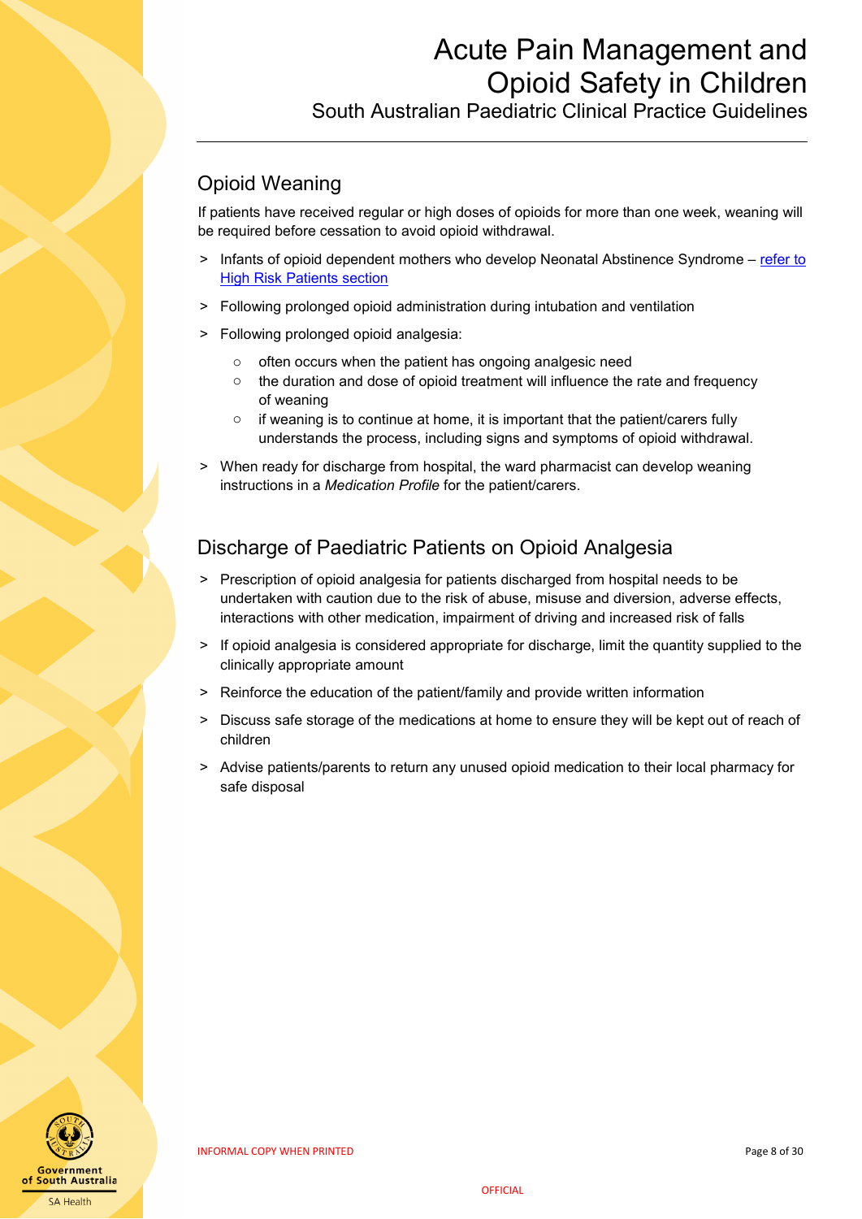## Opioid Weaning

If patients have received regular or high doses of opioids for more than one week, weaning will be required before cessation to avoid opioid withdrawal.

> Infants of opioid dependent mothers who develop Neonatal Abstinence Syndrome – refer to High Risk Patients section

> Following prolonged opioid administration during intubation and ventilation

> Following prolonged opioid analgesia:

  - often occurs when the patient has ongoing analgesic need
  - the duration and dose of opioid treatment will influence the rate and frequency of weaning
  - if weaning is to continue at home, it is important that the patient/carers fully understands the process, including signs and symptoms of opioid withdrawal.

> When ready for discharge from hospital, the ward pharmacist can develop weaning instructions in a *Medication Profile* for the patient/carers.

## Discharge of Paediatric Patients on Opioid Analgesia

> Prescription of opioid analgesia for patients discharged from hospital needs to be undertaken with caution due to the risk of abuse, misuse and diversion, adverse effects, interactions with other medication, impairment of driving and increased risk of falls

> If opioid analgesia is considered appropriate for discharge, limit the quantity supplied to the clinically appropriate amount

> Reinforce the education of the patient/family and provide written information

> Discuss safe storage of the medications at home to ensure they will be kept out of reach of children

> Advise patients/parents to return any unused opioid medication to their local pharmacy for safe disposal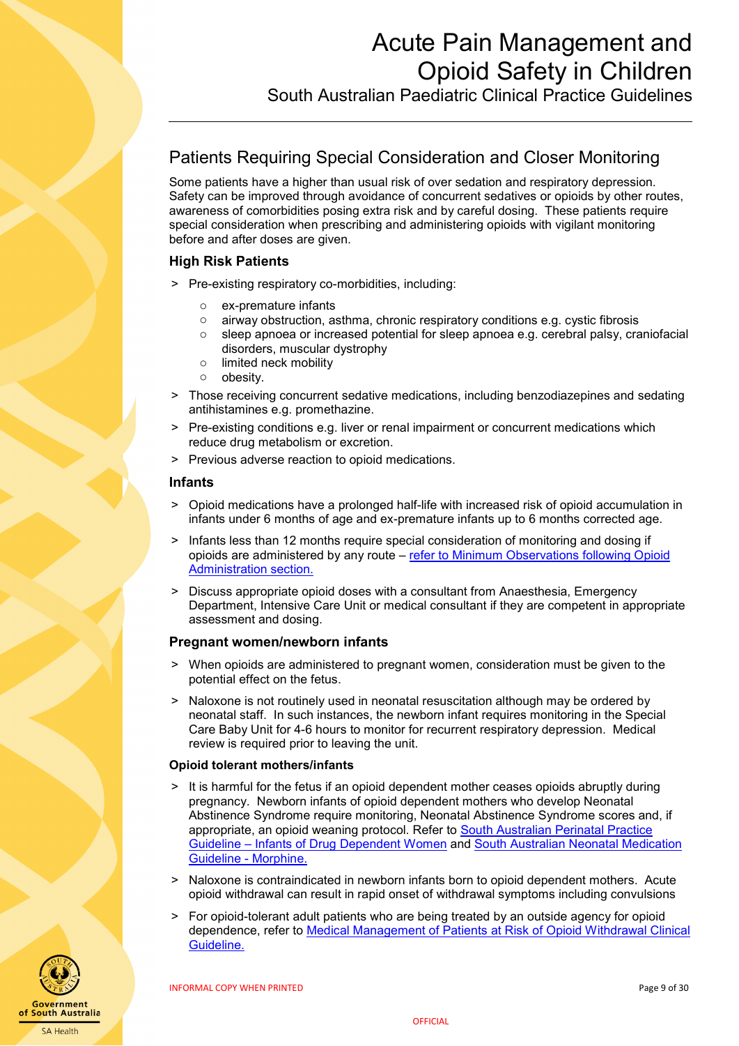## Patients Requiring Special Consideration and Closer Monitoring

Some patients have a higher than usual risk of over sedation and respiratory depression. Safety can be improved through avoidance of concurrent sedatives or opioids by other routes, awareness of comorbidities posing extra risk and by careful dosing. These patients require special consideration when prescribing and administering opioids with vigilant monitoring before and after doses are given.

### High Risk Patients

- Pre-existing respiratory co-morbidities, including:
  - ex-premature infants
  - airway obstruction, asthma, chronic respiratory conditions e.g. cystic fibrosis
  - sleep apnoea or increased potential for sleep apnoea e.g. cerebral palsy, craniofacial disorders, muscular dystrophy
  - limited neck mobility
  - obesity.
- Those receiving concurrent sedative medications, including benzodiazepines and sedating antihistamines e.g. promethazine.
- Pre-existing conditions e.g. liver or renal impairment or concurrent medications which reduce drug metabolism or excretion.
- Previous adverse reaction to opioid medications.

### Infants

- Opioid medications have a prolonged half-life with increased risk of opioid accumulation in infants under 6 months of age and ex-premature infants up to 6 months corrected age.
- Infants less than 12 months require special consideration of monitoring and dosing if opioids are administered by any route – refer to Minimum Observations following Opioid Administration section.
- Discuss appropriate opioid doses with a consultant from Anaesthesia, Emergency Department, Intensive Care Unit or medical consultant if they are competent in appropriate assessment and dosing.

### Pregnant women/newborn infants

- When opioids are administered to pregnant women, consideration must be given to the potential effect on the fetus.
- Naloxone is not routinely used in neonatal resuscitation although may be ordered by neonatal staff. In such instances, the newborn infant requires monitoring in the Special Care Baby Unit for 4-6 hours to monitor for recurrent respiratory depression. Medical review is required prior to leaving the unit.

#### Opioid tolerant mothers/infants

- It is harmful for the fetus if an opioid dependent mother ceases opioids abruptly during pregnancy. Newborn infants of opioid dependent mothers who develop Neonatal Abstinence Syndrome require monitoring, Neonatal Abstinence Syndrome scores and, if appropriate, an opioid weaning protocol. Refer to South Australian Perinatal Practice Guideline – Infants of Drug Dependent Women and South Australian Neonatal Medication Guideline - Morphine.
- Naloxone is contraindicated in newborn infants born to opioid dependent mothers. Acute opioid withdrawal can result in rapid onset of withdrawal symptoms including convulsions
- For opioid-tolerant adult patients who are being treated by an outside agency for opioid dependence, refer to Medical Management of Patients at Risk of Opioid Withdrawal Clinical Guideline.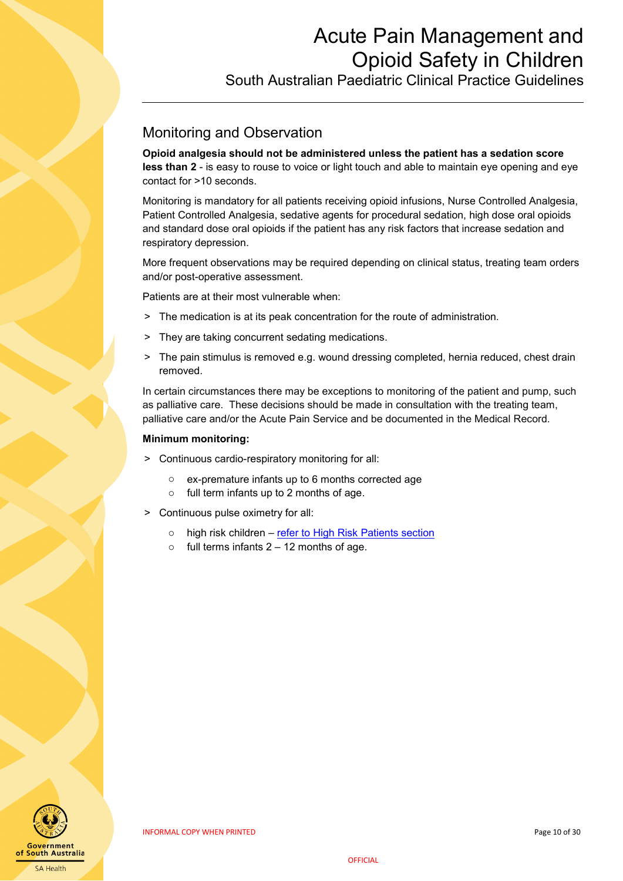## Monitoring and Observation

**Opioid analgesia should not be administered unless the patient has a sedation score less than 2** - is easy to rouse to voice or light touch and able to maintain eye opening and eye contact for >10 seconds.

Monitoring is mandatory for all patients receiving opioid infusions, Nurse Controlled Analgesia, Patient Controlled Analgesia, sedative agents for procedural sedation, high dose oral opioids and standard dose oral opioids if the patient has any risk factors that increase sedation and respiratory depression.

More frequent observations may be required depending on clinical status, treating team orders and/or post-operative assessment.

Patients are at their most vulnerable when:

- The medication is at its peak concentration for the route of administration.
- They are taking concurrent sedating medications.
- The pain stimulus is removed e.g. wound dressing completed, hernia reduced, chest drain removed.

In certain circumstances there may be exceptions to monitoring of the patient and pump, such as palliative care. These decisions should be made in consultation with the treating team, palliative care and/or the Acute Pain Service and be documented in the Medical Record.

**Minimum monitoring:**

- Continuous cardio-respiratory monitoring for all:
  - ex-premature infants up to 6 months corrected age
  - full term infants up to 2 months of age.
- Continuous pulse oximetry for all:
  - high risk children – refer to High Risk Patients section
  - full terms infants 2 – 12 months of age.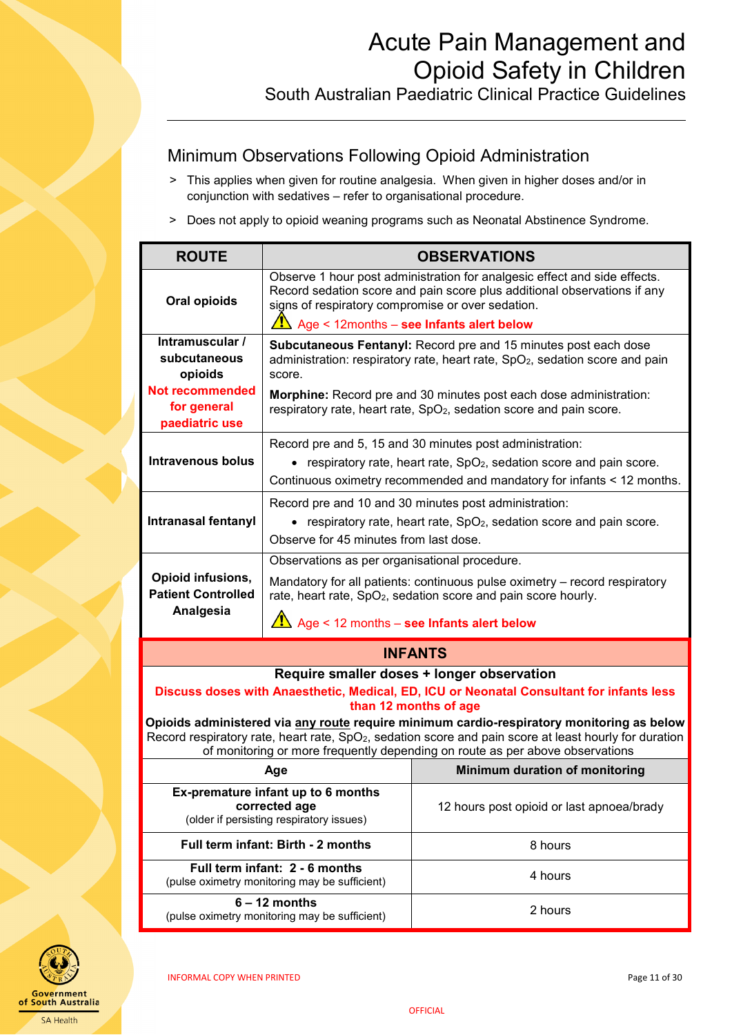## Minimum Observations Following Opioid Administration

> This applies when given for routine analgesia. When given in higher doses and/or in conjunction with sedatives – refer to organisational procedure.

> Does not apply to opioid weaning programs such as Neonatal Abstinence Syndrome.

| ROUTE | OBSERVATIONS |
|---|---|
| **Oral opioids** | Observe 1 hour post administration for analgesic effect and side effects. Record sedation score and pain score plus additional observations if any signs of respiratory compromise or over sedation. ⚠ Age < 12months – **see Infants alert below** |
| **Intramuscular / subcutaneous opioids** **Not recommended for general paediatric use** | **Subcutaneous Fentanyl:** Record pre and 15 minutes post each dose administration: respiratory rate, heart rate, $SpO_2$, sedation score and pain score. **Morphine:** Record pre and 30 minutes post each dose administration: respiratory rate, heart rate, $SpO_2$, sedation score and pain score. |
| **Intravenous bolus** | Record pre and 5, 15 and 30 minutes post administration: • respiratory rate, heart rate, $SpO_2$, sedation score and pain score. Continuous oximetry recommended and mandatory for infants < 12 months. |
| **Intranasal fentanyl** | Record pre and 10 and 30 minutes post administration: • respiratory rate, heart rate, $SpO_2$, sedation score and pain score. Observe for 45 minutes from last dose. |
| **Opioid infusions, Patient Controlled Analgesia** | Observations as per organisational procedure. Mandatory for all patients: continuous pulse oximetry – record respiratory rate, heart rate, $SpO_2$, sedation score and pain score hourly. ⚠ Age < 12 months – **see Infants alert below** |

### INFANTS

**Require smaller doses + longer observation**

**Discuss doses with Anaesthetic, Medical, ED, ICU or Neonatal Consultant for infants less than 12 months of age**

**Opioids administered via any route require minimum cardio-respiratory monitoring as below**
Record respiratory rate, heart rate, $SpO_2$, sedation score and pain score at least hourly for duration of monitoring or more frequently depending on route as per above observations

| Age | Minimum duration of monitoring |
|---|---|
| **Ex-premature infant up to 6 months corrected age** (older if persisting respiratory issues) | 12 hours post opioid or last apnoea/brady |
| **Full term infant: Birth - 2 months** | 8 hours |
| **Full term infant: 2 - 6 months** (pulse oximetry monitoring may be sufficient) | 4 hours |
| **6 – 12 months** (pulse oximetry monitoring may be sufficient) | 2 hours |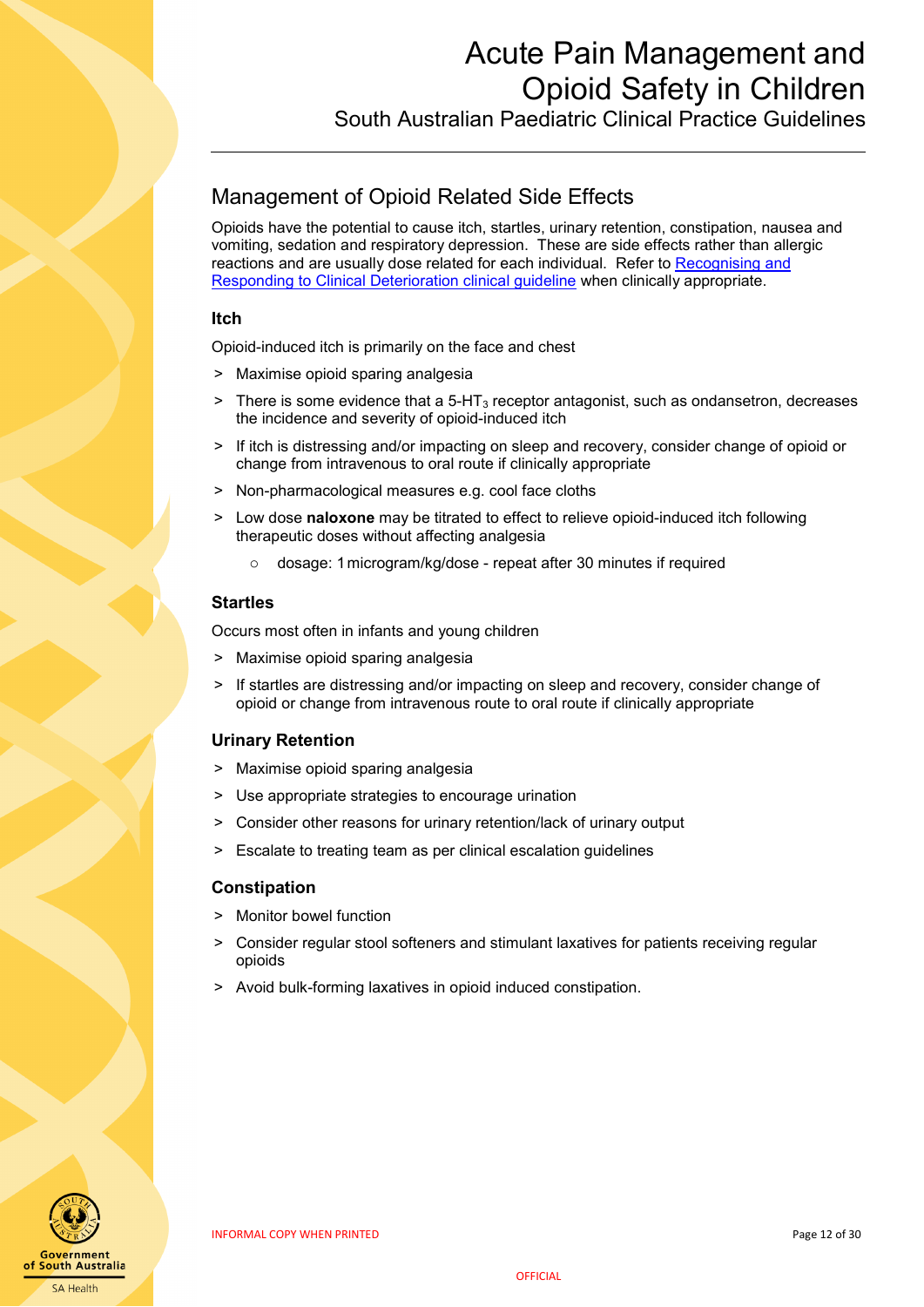## Management of Opioid Related Side Effects

Opioids have the potential to cause itch, startles, urinary retention, constipation, nausea and vomiting, sedation and respiratory depression. These are side effects rather than allergic reactions and are usually dose related for each individual. Refer to Recognising and Responding to Clinical Deterioration clinical guideline when clinically appropriate.

### Itch

Opioid-induced itch is primarily on the face and chest

- Maximise opioid sparing analgesia
- There is some evidence that a 5-$HT_3$ receptor antagonist, such as ondansetron, decreases the incidence and severity of opioid-induced itch
- If itch is distressing and/or impacting on sleep and recovery, consider change of opioid or change from intravenous to oral route if clinically appropriate
- Non-pharmacological measures e.g. cool face cloths
- Low dose **naloxone** may be titrated to effect to relieve opioid-induced itch following therapeutic doses without affecting analgesia
  - dosage: 1 microgram/kg/dose - repeat after 30 minutes if required

### Startles

Occurs most often in infants and young children

- Maximise opioid sparing analgesia
- If startles are distressing and/or impacting on sleep and recovery, consider change of opioid or change from intravenous route to oral route if clinically appropriate

### Urinary Retention

- Maximise opioid sparing analgesia
- Use appropriate strategies to encourage urination
- Consider other reasons for urinary retention/lack of urinary output
- Escalate to treating team as per clinical escalation guidelines

### Constipation

- Monitor bowel function
- Consider regular stool softeners and stimulant laxatives for patients receiving regular opioids
- Avoid bulk-forming laxatives in opioid induced constipation.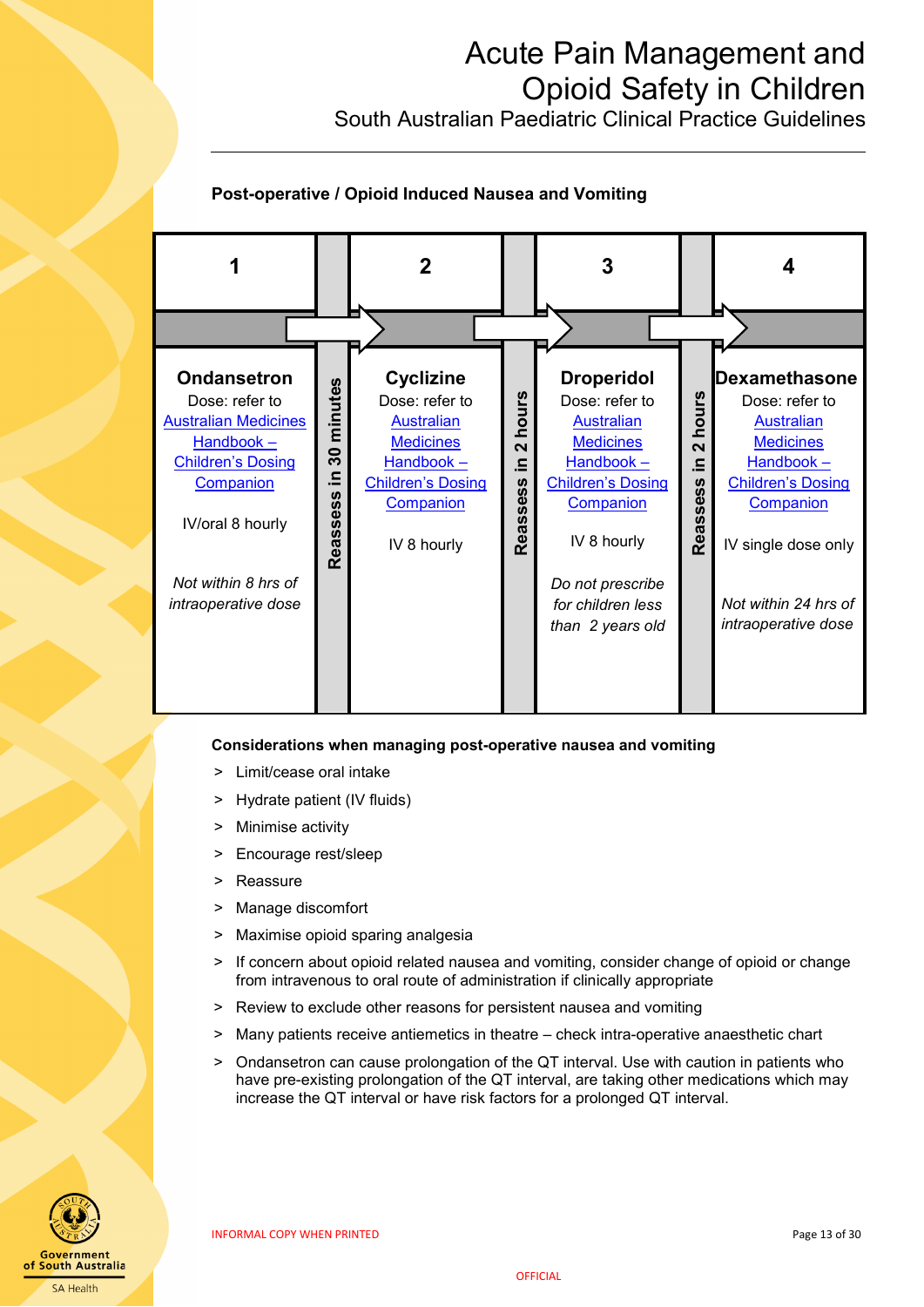**Post-operative / Opioid Induced Nausea and Vomiting**

| 1 | | 2 | | 3 | | 4 |
|---|---|---|---|---|---|---|
| **Ondansetron**<br>Dose: refer to Australian Medicines Handbook – Children's Dosing Companion<br><br>IV/oral 8 hourly<br><br>*Not within 8 hrs of intraoperative dose* | **Reassess in 30 minutes** | **Cyclizine**<br>Dose: refer to Australian Medicines Handbook – Children's Dosing Companion<br><br>IV 8 hourly | **Reassess in 2 hours** | **Droperidol**<br>Dose: refer to Australian Medicines Handbook – Children's Dosing Companion<br><br>IV 8 hourly<br><br>*Do not prescribe for children less than 2 years old* | **Reassess in 2 hours** | **Dexamethasone**<br>Dose: refer to Australian Medicines Handbook – Children's Dosing Companion<br><br>IV single dose only<br><br>*Not within 24 hrs of intraoperative dose* |

**Considerations when managing post-operative nausea and vomiting**

> Limit/cease oral intake

> Hydrate patient (IV fluids)

> Minimise activity

> Encourage rest/sleep

> Reassure

> Manage discomfort

> Maximise opioid sparing analgesia

> If concern about opioid related nausea and vomiting, consider change of opioid or change from intravenous to oral route of administration if clinically appropriate

> Review to exclude other reasons for persistent nausea and vomiting

> Many patients receive antiemetics in theatre – check intra-operative anaesthetic chart

> Ondansetron can cause prolongation of the QT interval. Use with caution in patients who have pre-existing prolongation of the QT interval, are taking other medications which may increase the QT interval or have risk factors for a prolonged QT interval.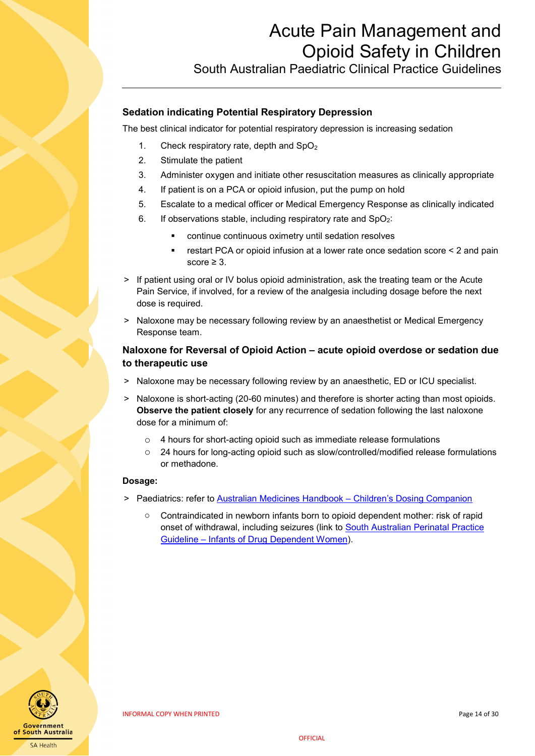### Sedation indicating Potential Respiratory Depression

The best clinical indicator for potential respiratory depression is increasing sedation

1. Check respiratory rate, depth and $SpO_2$
2. Stimulate the patient
3. Administer oxygen and initiate other resuscitation measures as clinically appropriate
4. If patient is on a PCA or opioid infusion, put the pump on hold
5. Escalate to a medical officer or Medical Emergency Response as clinically indicated
6. If observations stable, including respiratory rate and $SpO_2$:
   - continue continuous oximetry until sedation resolves
   - restart PCA or opioid infusion at a lower rate once sedation score < 2 and pain score ≥ 3.

> If patient using oral or IV bolus opioid administration, ask the treating team or the Acute Pain Service, if involved, for a review of the analgesia including dosage before the next dose is required.

> Naloxone may be necessary following review by an anaesthetist or Medical Emergency Response team.

### Naloxone for Reversal of Opioid Action – acute opioid overdose or sedation due to therapeutic use

> Naloxone may be necessary following review by an anaesthetic, ED or ICU specialist.

> Naloxone is short-acting (20-60 minutes) and therefore is shorter acting than most opioids. **Observe the patient closely** for any recurrence of sedation following the last naloxone dose for a minimum of:

- 4 hours for short-acting opioid such as immediate release formulations
- 24 hours for long-acting opioid such as slow/controlled/modified release formulations or methadone.

**Dosage:**

> Paediatrics: refer to Australian Medicines Handbook – Children's Dosing Companion

- Contraindicated in newborn infants born to opioid dependent mother: risk of rapid onset of withdrawal, including seizures (link to South Australian Perinatal Practice Guideline – Infants of Drug Dependent Women).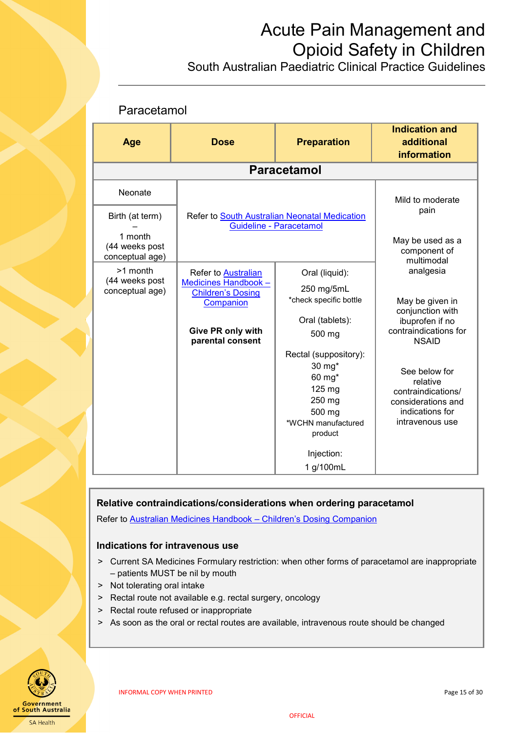## Paracetamol

| Age | Dose | Preparation | Indication and additional information |
|---|---|---|---|
| **Paracetamol** | | | |
| Neonate | | | |
| Birth (at term) – 1 month (44 weeks post conceptual age) | Refer to South Australian Neonatal Medication Guideline - Paracetamol | | Mild to moderate pain<br><br>May be used as a component of multimodal analgesia<br><br>May be given in conjunction with ibuprofen if no contraindications for NSAID<br><br>See below for relative contraindications/ considerations and indications for intravenous use |
| >1 month (44 weeks post conceptual age) | Refer to Australian Medicines Handbook – Children's Dosing Companion<br><br>**Give PR only with parental consent** | Oral (liquid):<br>250 mg/5mL<br>*check specific bottle<br><br>Oral (tablets):<br>500 mg<br><br>Rectal (suppository):<br>30 mg*<br>60 mg*<br>125 mg<br>250 mg<br>500 mg<br>*WCHN manufactured product<br><br>Injection:<br>1 g/100mL | |

**Relative contraindications/considerations when ordering paracetamol**

Refer to Australian Medicines Handbook – Children's Dosing Companion

**Indications for intravenous use**

- Current SA Medicines Formulary restriction: when other forms of paracetamol are inappropriate – patients MUST be nil by mouth
- Not tolerating oral intake
- Rectal route not available e.g. rectal surgery, oncology
- Rectal route refused or inappropriate
- As soon as the oral or rectal routes are available, intravenous route should be changed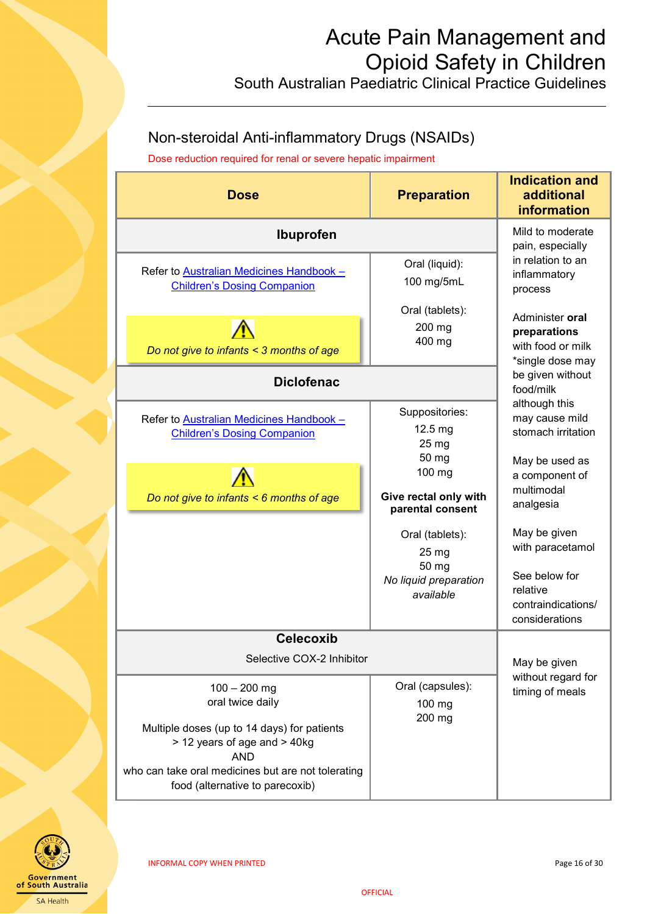## Non-steroidal Anti-inflammatory Drugs (NSAIDs)

Dose reduction required for renal or severe hepatic impairment

| Dose | Preparation | Indication and additional information |
|---|---|---|
| **Ibuprofen** | | Mild to moderate pain, especially in relation to an inflammatory process<br><br>Administer **oral preparations** with food or milk *single dose may be given without food/milk although this may cause mild stomach irritation<br><br>May be used as a component of multimodal analgesia<br><br>May be given with paracetamol<br><br>See below for relative contraindications/ considerations |
| Refer to Australian Medicines Handbook – Children's Dosing Companion<br><br>⚠ *Do not give to infants < 3 months of age* | Oral (liquid):<br>100 mg/5mL<br><br>Oral (tablets):<br>200 mg<br>400 mg | |
| **Diclofenac** | | |
| Refer to Australian Medicines Handbook – Children's Dosing Companion<br><br>⚠ *Do not give to infants < 6 months of age* | Suppositories:<br>12.5 mg<br>25 mg<br>50 mg<br>100 mg<br><br>**Give rectal only with parental consent**<br><br>Oral (tablets):<br>25 mg<br>50 mg<br>*No liquid preparation available* | |
| **Celecoxib**<br>Selective COX-2 Inhibitor | | May be given without regard for timing of meals |
| 100 – 200 mg<br>oral twice daily<br><br>Multiple doses (up to 14 days) for patients > 12 years of age and > 40kg<br>AND<br>who can take oral medicines but are not tolerating food (alternative to parecoxib) | Oral (capsules):<br>100 mg<br>200 mg | |

INFORMAL COPY WHEN PRINTED

OFFICIAL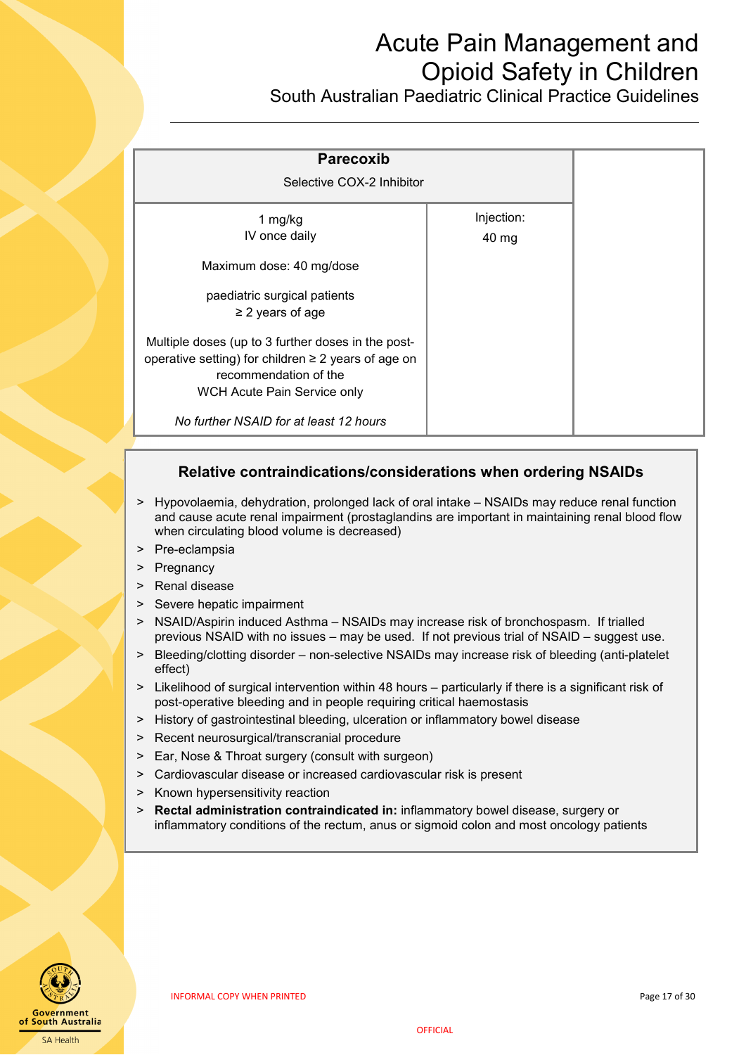| **Parecoxib**<br>Selective COX-2 Inhibitor | | |
|---|---|---|
| 1 mg/kg<br>IV once daily<br><br>Maximum dose: 40 mg/dose<br><br>paediatric surgical patients<br>≥ 2 years of age<br><br>Multiple doses (up to 3 further doses in the post-operative setting) for children ≥ 2 years of age on recommendation of the WCH Acute Pain Service only<br><br>*No further NSAID for at least 12 hours* | Injection:<br>40 mg | |

### Relative contraindications/considerations when ordering NSAIDs

> Hypovolaemia, dehydration, prolonged lack of oral intake – NSAIDs may reduce renal function and cause acute renal impairment (prostaglandins are important in maintaining renal blood flow when circulating blood volume is decreased)
> Pre-eclampsia
> Pregnancy
> Renal disease
> Severe hepatic impairment
> NSAID/Aspirin induced Asthma – NSAIDs may increase risk of bronchospasm. If trialled previous NSAID with no issues – may be used. If not previous trial of NSAID – suggest use.
> Bleeding/clotting disorder – non-selective NSAIDs may increase risk of bleeding (anti-platelet effect)
> Likelihood of surgical intervention within 48 hours – particularly if there is a significant risk of post-operative bleeding and in people requiring critical haemostasis
> History of gastrointestinal bleeding, ulceration or inflammatory bowel disease
> Recent neurosurgical/transcranial procedure
> Ear, Nose & Throat surgery (consult with surgeon)
> Cardiovascular disease or increased cardiovascular risk is present
> Known hypersensitivity reaction
> **Rectal administration contraindicated in:** inflammatory bowel disease, surgery or inflammatory conditions of the rectum, anus or sigmoid colon and most oncology patients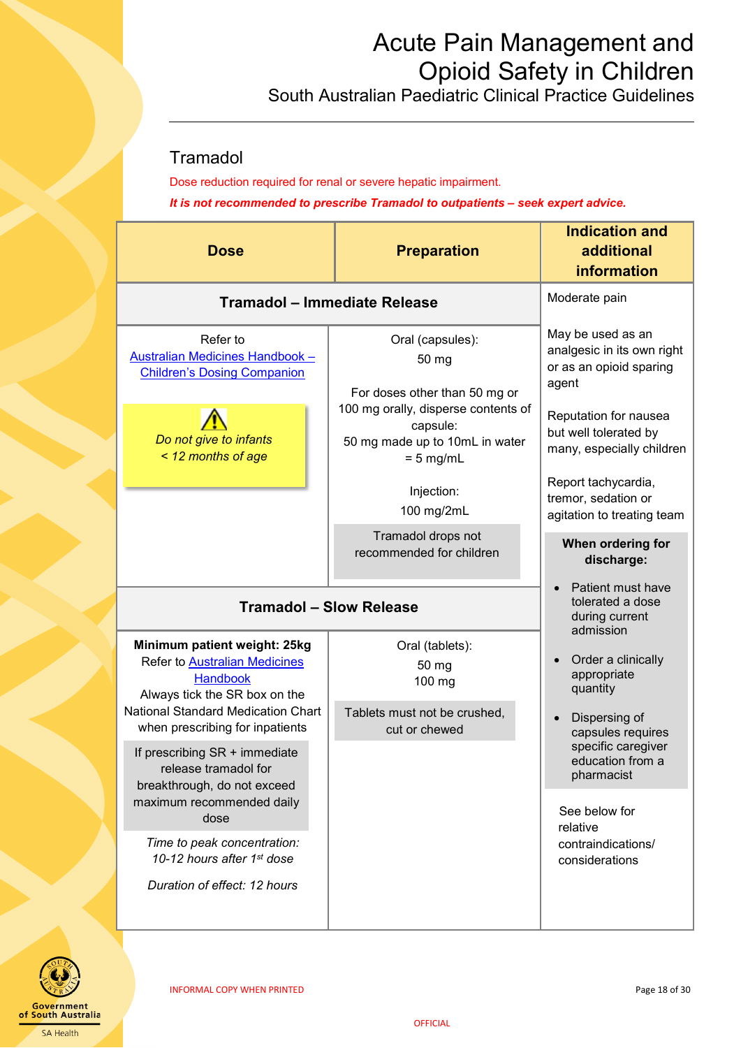## Tramadol

Dose reduction required for renal or severe hepatic impairment.

***It is not recommended to prescribe Tramadol to outpatients – seek expert advice.***

| Dose | Preparation | Indication and additional information |
|---|---|---|
| **Tramadol – Immediate Release** | | Moderate pain<br><br>May be used as an analgesic in its own right or as an opioid sparing agent<br><br>Reputation for nausea but well tolerated by many, especially children<br><br>Report tachycardia, tremor, sedation or agitation to treating team<br><br>**When ordering for discharge:**<br>• Patient must have tolerated a dose during current admission<br>• Order a clinically appropriate quantity<br>• Dispersing of capsules requires specific caregiver education from a pharmacist<br><br>See below for relative contraindications/ considerations |
| Refer to [Australian Medicines Handbook – Children's Dosing Companion](#)<br><br>⚠ *Do not give to infants < 12 months of age* | Oral (capsules):<br>50 mg<br><br>For doses other than 50 mg or 100 mg orally, disperse contents of capsule:<br>50 mg made up to 10mL in water = 5 mg/mL<br><br>Injection:<br>100 mg/2mL<br><br>Tramadol drops not recommended for children | |
| **Tramadol – Slow Release** | | |
| **Minimum patient weight: 25kg**<br>Refer to [Australian Medicines Handbook](#)<br>Always tick the SR box on the National Standard Medication Chart when prescribing for inpatients<br><br>If prescribing SR + immediate release tramadol for breakthrough, do not exceed maximum recommended daily dose<br><br>*Time to peak concentration: 10-12 hours after 1st dose*<br><br>*Duration of effect: 12 hours* | Oral (tablets):<br>50 mg<br>100 mg<br><br>Tablets must not be crushed, cut or chewed | |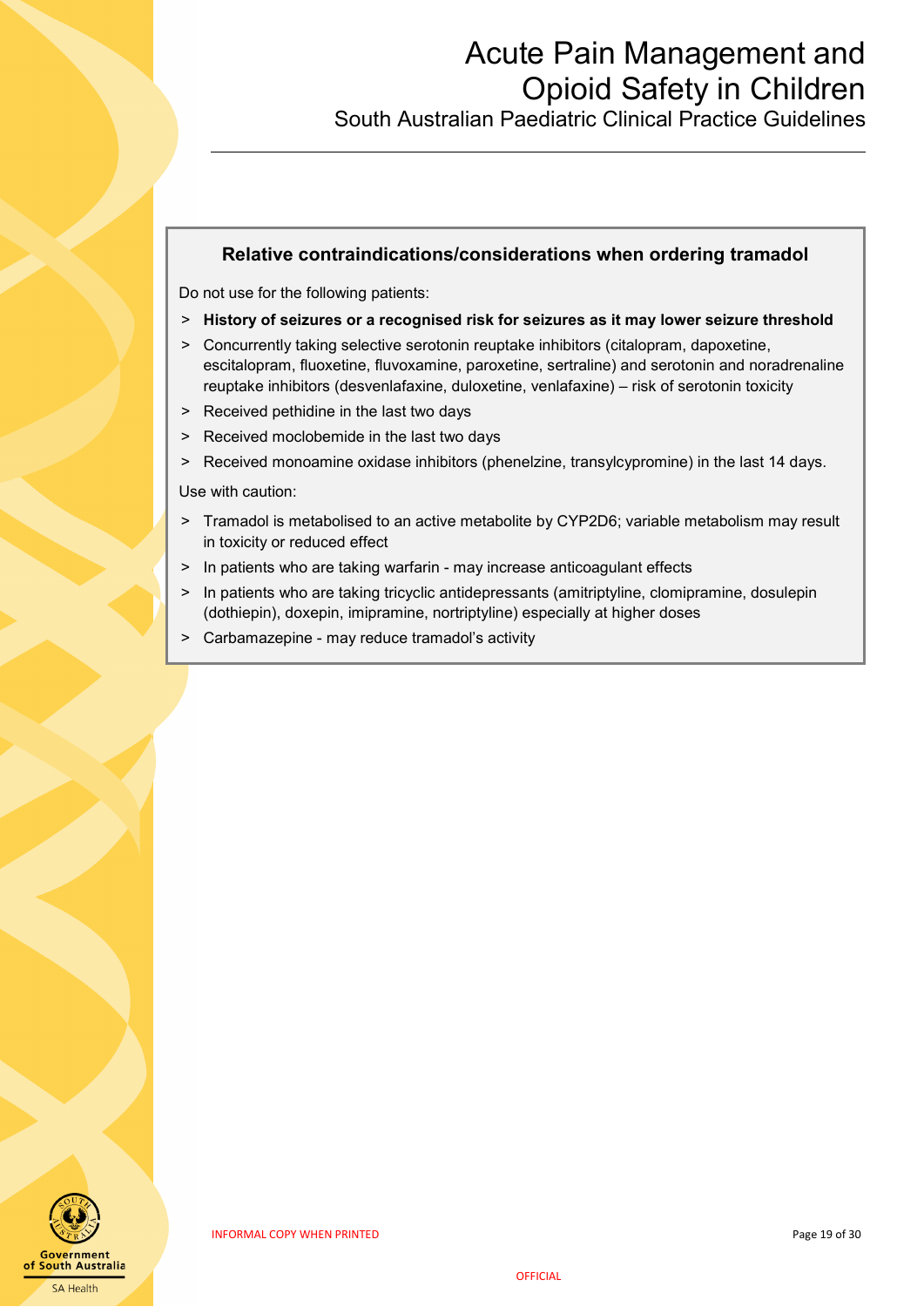### Relative contraindications/considerations when ordering tramadol

Do not use for the following patients:

- **History of seizures or a recognised risk for seizures as it may lower seizure threshold**
- Concurrently taking selective serotonin reuptake inhibitors (citalopram, dapoxetine, escitalopram, fluoxetine, fluvoxamine, paroxetine, sertraline) and serotonin and noradrenaline reuptake inhibitors (desvenlafaxine, duloxetine, venlafaxine) – risk of serotonin toxicity
- Received pethidine in the last two days
- Received moclobemide in the last two days
- Received monoamine oxidase inhibitors (phenelzine, transylcypromine) in the last 14 days.

Use with caution:

- Tramadol is metabolised to an active metabolite by CYP2D6; variable metabolism may result in toxicity or reduced effect
- In patients who are taking warfarin - may increase anticoagulant effects
- In patients who are taking tricyclic antidepressants (amitriptyline, clomipramine, dosulepin (dothiepin), doxepin, imipramine, nortriptyline) especially at higher doses
- Carbamazepine - may reduce tramadol's activity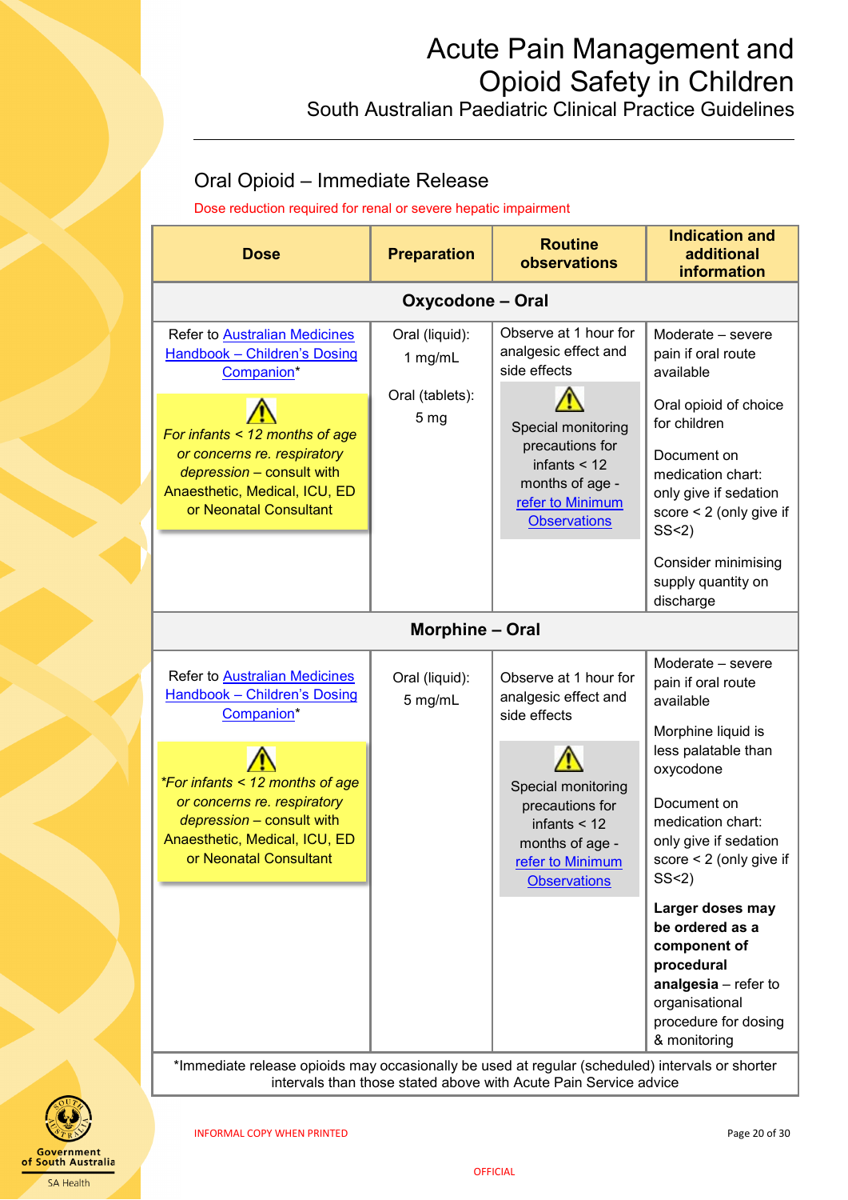## Oral Opioid – Immediate Release

Dose reduction required for renal or severe hepatic impairment

| Dose | Preparation | Routine observations | Indication and additional information |
|---|---|---|---|
| **Oxycodone – Oral** | | | |
| Refer to Australian Medicines Handbook – Children's Dosing Companion* <br><br> ⚠ *For infants < 12 months of age or concerns re. respiratory depression* – consult with Anaesthetic, Medical, ICU, ED or Neonatal Consultant | Oral (liquid): 1 mg/mL <br><br> Oral (tablets): 5 mg | Observe at 1 hour for analgesic effect and side effects <br><br> ⚠ Special monitoring precautions for infants < 12 months of age - refer to Minimum Observations | Moderate – severe pain if oral route available <br><br> Oral opioid of choice for children <br><br> Document on medication chart: only give if sedation score < 2 (only give if SS<2) <br><br> Consider minimising supply quantity on discharge |
| **Morphine – Oral** | | | |
| Refer to Australian Medicines Handbook – Children's Dosing Companion* <br><br> ⚠ *\*For infants < 12 months of age or concerns re. respiratory depression* – consult with Anaesthetic, Medical, ICU, ED or Neonatal Consultant | Oral (liquid): 5 mg/mL | Observe at 1 hour for analgesic effect and side effects <br><br> ⚠ Special monitoring precautions for infants < 12 months of age - refer to Minimum Observations | Moderate – severe pain if oral route available <br><br> Morphine liquid is less palatable than oxycodone <br><br> Document on medication chart: only give if sedation score < 2 (only give if SS<2) <br><br> **Larger doses may be ordered as a component of procedural analgesia** – refer to organisational procedure for dosing & monitoring |

*Immediate release opioids may occasionally be used at regular (scheduled) intervals or shorter intervals than those stated above with Acute Pain Service advice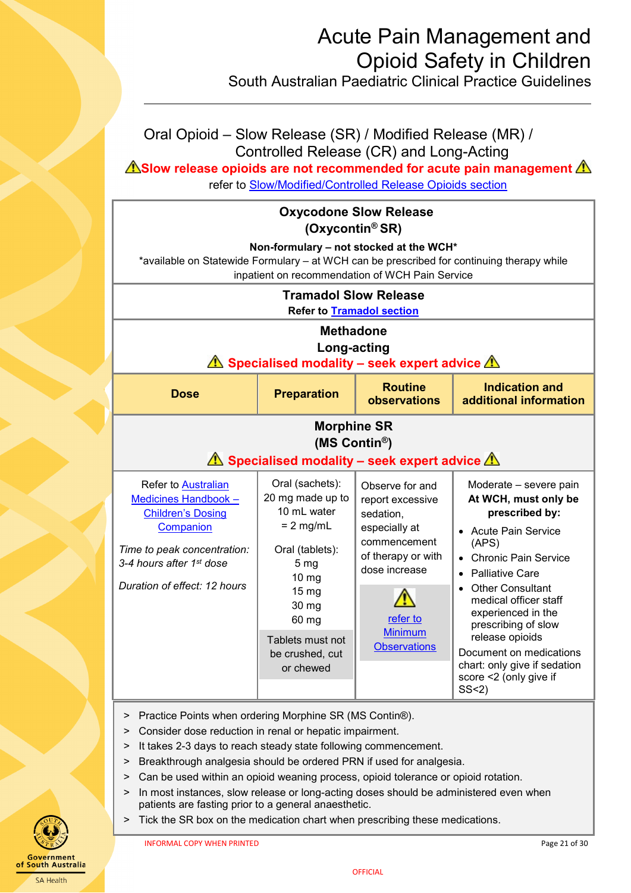## Oral Opioid – Slow Release (SR) / Modified Release (MR) / Controlled Release (CR) and Long-Acting

⚠**Slow release opioids are not recommended for acute pain management** ⚠

refer to Slow/Modified/Controlled Release Opioids section

### Oxycodone Slow Release (Oxycontin® SR)

**Non-formulary – not stocked at the WCH***

*available on Statewide Formulary – at WCH can be prescribed for continuing therapy while inpatient on recommendation of WCH Pain Service

### Tramadol Slow Release

**Refer to Tramadol section**

### Methadone Long-acting

⚠ **Specialised modality – seek expert advice** ⚠

### Morphine SR (MS Contin®)

⚠ **Specialised modality – seek expert advice** ⚠

| Dose | Preparation | Routine observations | Indication and additional information |
|---|---|---|---|
| Refer to Australian Medicines Handbook – Children's Dosing Companion<br><br>*Time to peak concentration: 3-4 hours after 1st dose*<br><br>*Duration of effect: 12 hours* | Oral (sachets): 20 mg made up to 10 mL water = 2 mg/mL<br><br>Oral (tablets): 5 mg, 10 mg, 15 mg, 30 mg, 60 mg<br><br>Tablets must not be crushed, cut or chewed | Observe for and report excessive sedation, especially at commencement of therapy or with dose increase<br><br>⚠ refer to Minimum Observations | Moderate – severe pain<br>**At WCH, must only be prescribed by:**<br>• Acute Pain Service (APS)<br>• Chronic Pain Service<br>• Palliative Care<br>• Other Consultant medical officer staff experienced in the prescribing of slow release opioids<br><br>Document on medications chart: only give if sedation score <2 (only give if SS<2) |

> Practice Points when ordering Morphine SR (MS Contin®).
> Consider dose reduction in renal or hepatic impairment.
> It takes 2-3 days to reach steady state following commencement.
> Breakthrough analgesia should be ordered PRN if used for analgesia.
> Can be used within an opioid weaning process, opioid tolerance or opioid rotation.
> In most instances, slow release or long-acting doses should be administered even when patients are fasting prior to a general anaesthetic.
> Tick the SR box on the medication chart when prescribing these medications.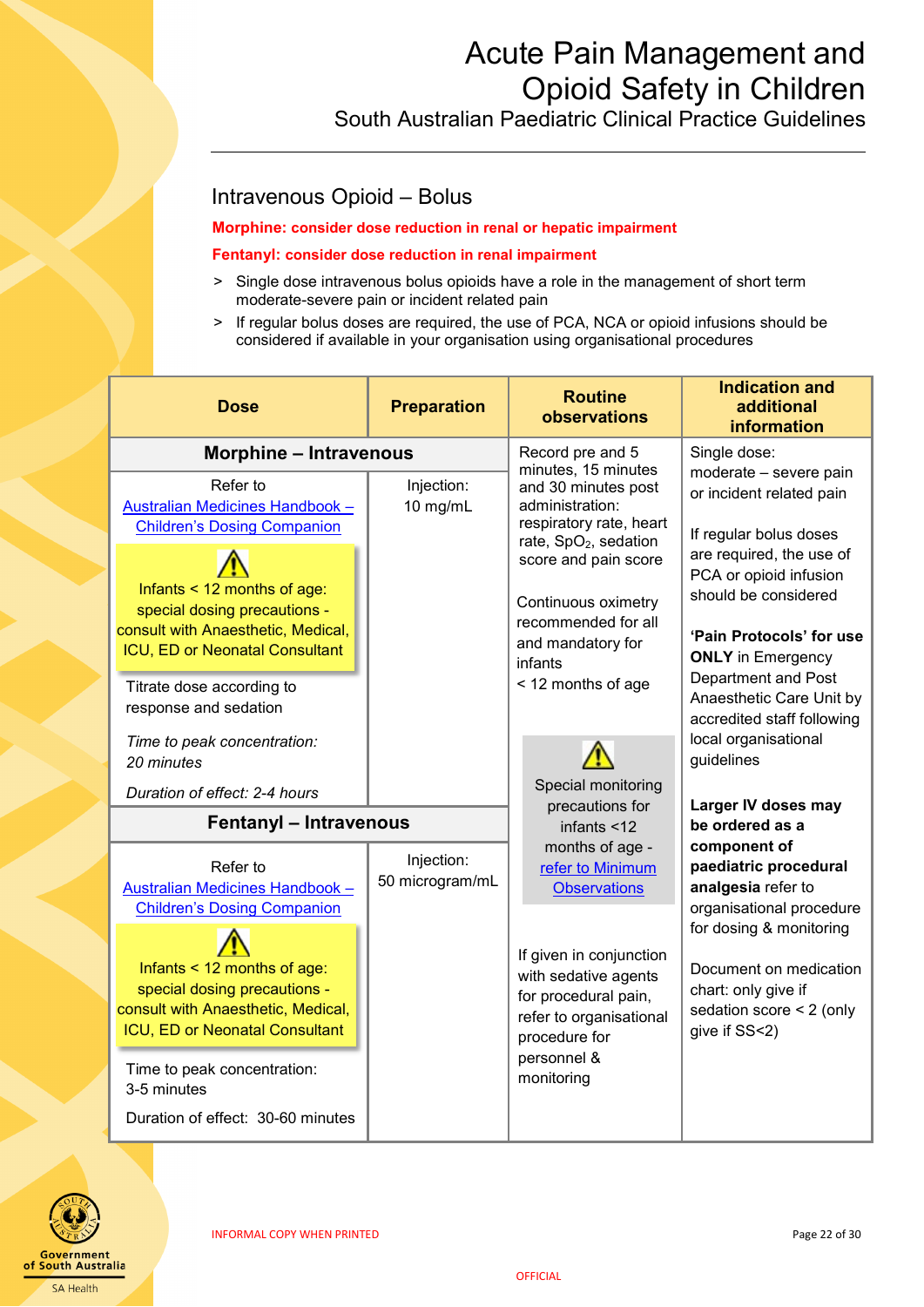## Intravenous Opioid – Bolus

**Morphine: consider dose reduction in renal or hepatic impairment**

**Fentanyl: consider dose reduction in renal impairment**

> Single dose intravenous bolus opioids have a role in the management of short term moderate-severe pain or incident related pain

> If regular bolus doses are required, the use of PCA, NCA or opioid infusions should be considered if available in your organisation using organisational procedures

| Dose | Preparation | Routine observations | Indication and additional information |
|---|---|---|---|
| **Morphine – Intravenous** | | Record pre and 5 minutes, 15 minutes and 30 minutes post administration: respiratory rate, heart rate, $SpO_2$, sedation score and pain score<br><br>Continuous oximetry recommended for all and mandatory for infants < 12 months of age<br><br>⚠ Special monitoring precautions for infants <12 months of age - refer to Minimum Observations<br><br>If given in conjunction with sedative agents for procedural pain, refer to organisational procedure for personnel & monitoring | Single dose: moderate – severe pain or incident related pain<br><br>If regular bolus doses are required, the use of PCA or opioid infusion should be considered<br><br>**'Pain Protocols' for use ONLY** in Emergency Department and Post Anaesthetic Care Unit by accredited staff following local organisational guidelines<br><br>**Larger IV doses may be ordered as a component of paediatric procedural analgesia** refer to organisational procedure for dosing & monitoring<br><br>Document on medication chart: only give if sedation score < 2 (only give if SS<2) |
| Refer to Australian Medicines Handbook – Children's Dosing Companion<br><br>⚠ Infants < 12 months of age: special dosing precautions - consult with Anaesthetic, Medical, ICU, ED or Neonatal Consultant<br><br>Titrate dose according to response and sedation<br><br>*Time to peak concentration: 20 minutes*<br><br>*Duration of effect: 2-4 hours* | Injection: 10 mg/mL | | |
| **Fentanyl – Intravenous** | | | |
| Refer to Australian Medicines Handbook – Children's Dosing Companion<br><br>⚠ Infants < 12 months of age: special dosing precautions - consult with Anaesthetic, Medical, ICU, ED or Neonatal Consultant<br><br>Time to peak concentration: 3-5 minutes<br><br>Duration of effect: 30-60 minutes | Injection: 50 microgram/mL | | |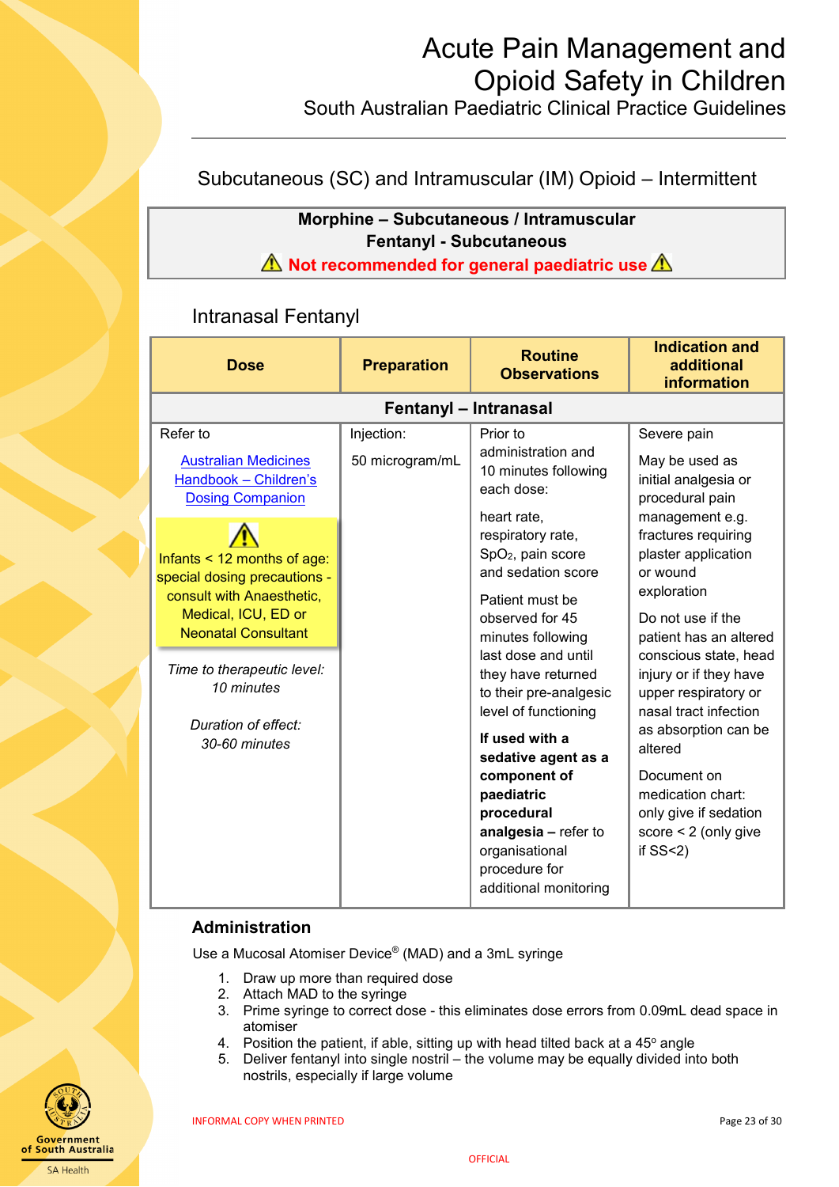## Subcutaneous (SC) and Intramuscular (IM) Opioid – Intermittent

**Morphine – Subcutaneous / Intramuscular**
**Fentanyl - Subcutaneous**
⚠ **Not recommended for general paediatric use** ⚠

## Intranasal Fentanyl

| Dose | Preparation | Routine Observations | Indication and additional information |
|---|---|---|---|
| **Fentanyl – Intranasal** | | | |
| Refer to<br><br>Australian Medicines Handbook – Children's Dosing Companion<br><br>⚠<br>Infants < 12 months of age: special dosing precautions - consult with Anaesthetic, Medical, ICU, ED or Neonatal Consultant<br><br>*Time to therapeutic level: 10 minutes*<br><br>*Duration of effect: 30-60 minutes* | Injection:<br><br>50 microgram/mL | Prior to administration and 10 minutes following each dose:<br><br>heart rate, respiratory rate, $SpO_2$, pain score and sedation score<br><br>Patient must be observed for 45 minutes following last dose and until they have returned to their pre-analgesic level of functioning<br><br>**If used with a sedative agent as a component of paediatric procedural analgesia** – refer to organisational procedure for additional monitoring | Severe pain<br><br>May be used as initial analgesia or procedural pain management e.g. fractures requiring plaster application or wound exploration<br><br>Do not use if the patient has an altered conscious state, head injury or if they have upper respiratory or nasal tract infection as absorption can be altered<br><br>Document on medication chart: only give if sedation score < 2 (only give if SS<2) |

### Administration

Use a Mucosal Atomiser Device® (MAD) and a 3mL syringe

1. Draw up more than required dose
2. Attach MAD to the syringe
3. Prime syringe to correct dose - this eliminates dose errors from 0.09mL dead space in atomiser
4. Position the patient, if able, sitting up with head tilted back at a 45° angle
5. Deliver fentanyl into single nostril – the volume may be equally divided into both nostrils, especially if large volume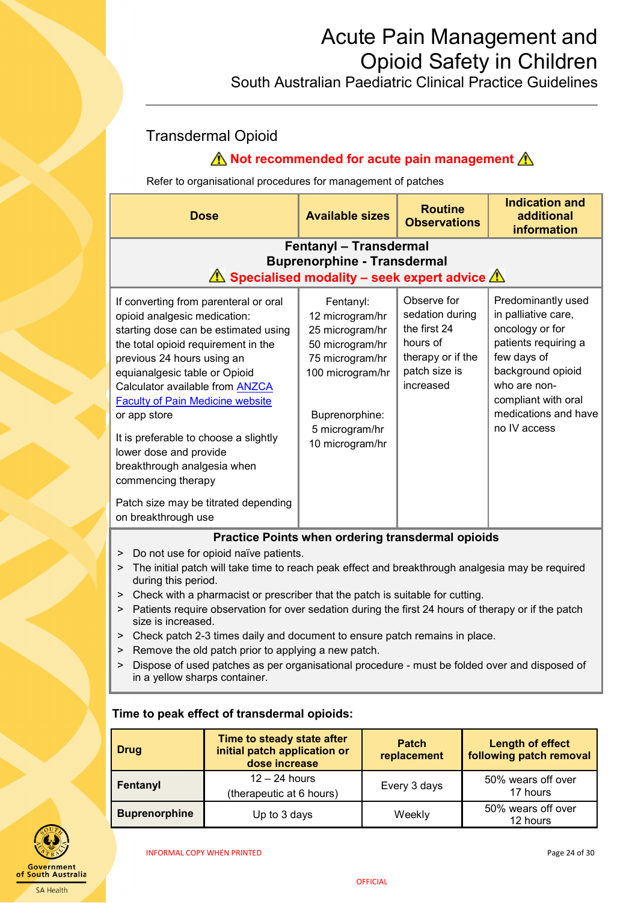## Transdermal Opioid

⚠ **Not recommended for acute pain management** ⚠

Refer to organisational procedures for management of patches

| Dose | Available sizes | Routine Observations | Indication and additional information |
|---|---|---|---|
| **Fentanyl – Transdermal**<br>**Buprenorphine - Transdermal**<br>⚠ **Specialised modality – seek expert advice** ⚠ | | | |
| If converting from parenteral or oral opioid analgesic medication: starting dose can be estimated using the total opioid requirement in the previous 24 hours using an equianalgesic table or Opioid Calculator available from ANZCA Faculty of Pain Medicine website or app store<br><br>It is preferable to choose a slightly lower dose and provide breakthrough analgesia when commencing therapy<br><br>Patch size may be titrated depending on breakthrough use | Fentanyl:<br>12 microgram/hr<br>25 microgram/hr<br>50 microgram/hr<br>75 microgram/hr<br>100 microgram/hr<br><br>Buprenorphine:<br>5 microgram/hr<br>10 microgram/hr | Observe for sedation during the first 24 hours of therapy or if the patch size is increased | Predominantly used in palliative care, oncology or for patients requiring a few days of background opioid who are non-compliant with oral medications and have no IV access |

**Practice Points when ordering transdermal opioids**

- Do not use for opioid naïve patients.
- The initial patch will take time to reach peak effect and breakthrough analgesia may be required during this period.
- Check with a pharmacist or prescriber that the patch is suitable for cutting.
- Patients require observation for over sedation during the first 24 hours of therapy or if the patch size is increased.
- Check patch 2-3 times daily and document to ensure patch remains in place.
- Remove the old patch prior to applying a new patch.
- Dispose of used patches as per organisational procedure - must be folded over and disposed of in a yellow sharps container.

**Time to peak effect of transdermal opioids:**

| Drug | Time to steady state after initial patch application or dose increase | Patch replacement | Length of effect following patch removal |
|---|---|---|---|
| **Fentanyl** | 12 – 24 hours<br>(therapeutic at 6 hours) | Every 3 days | 50% wears off over 17 hours |
| **Buprenorphine** | Up to 3 days | Weekly | 50% wears off over 12 hours |

INFORMAL COPY WHEN PRINTED

OFFICIAL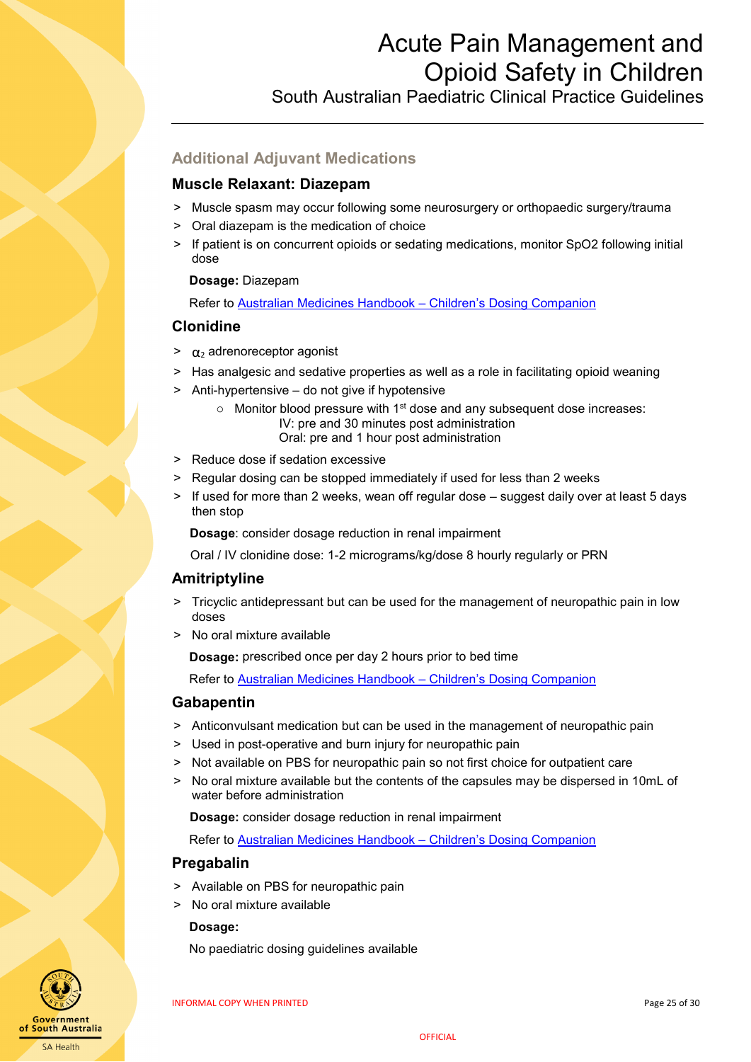## Additional Adjuvant Medications

### Muscle Relaxant: Diazepam

- Muscle spasm may occur following some neurosurgery or orthopaedic surgery/trauma
- Oral diazepam is the medication of choice
- If patient is on concurrent opioids or sedating medications, monitor SpO2 following initial dose

**Dosage:** Diazepam

Refer to Australian Medicines Handbook – Children's Dosing Companion

### Clonidine

- $\alpha_2$ adrenoreceptor agonist
- Has analgesic and sedative properties as well as a role in facilitating opioid weaning
- Anti-hypertensive – do not give if hypotensive
  - Monitor blood pressure with 1st dose and any subsequent dose increases:
    IV: pre and 30 minutes post administration
    Oral: pre and 1 hour post administration
- Reduce dose if sedation excessive
- Regular dosing can be stopped immediately if used for less than 2 weeks
- If used for more than 2 weeks, wean off regular dose – suggest daily over at least 5 days then stop

**Dosage**: consider dosage reduction in renal impairment

Oral / IV clonidine dose: 1-2 micrograms/kg/dose 8 hourly regularly or PRN

### Amitriptyline

- Tricyclic antidepressant but can be used for the management of neuropathic pain in low doses
- No oral mixture available

**Dosage:** prescribed once per day 2 hours prior to bed time

Refer to Australian Medicines Handbook – Children's Dosing Companion

### Gabapentin

- Anticonvulsant medication but can be used in the management of neuropathic pain
- Used in post-operative and burn injury for neuropathic pain
- Not available on PBS for neuropathic pain so not first choice for outpatient care
- No oral mixture available but the contents of the capsules may be dispersed in 10mL of water before administration

**Dosage:** consider dosage reduction in renal impairment

Refer to Australian Medicines Handbook – Children's Dosing Companion

### Pregabalin

- Available on PBS for neuropathic pain
- No oral mixture available

**Dosage:**

No paediatric dosing guidelines available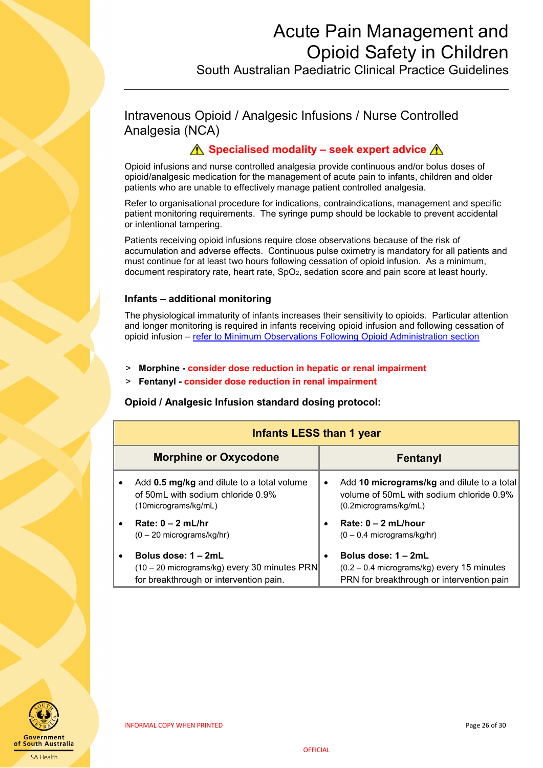## Intravenous Opioid / Analgesic Infusions / Nurse Controlled Analgesia (NCA)

**⚠ Specialised modality – seek expert advice ⚠**

Opioid infusions and nurse controlled analgesia provide continuous and/or bolus doses of opioid/analgesic medication for the management of acute pain to infants, children and older patients who are unable to effectively manage patient controlled analgesia.

Refer to organisational procedure for indications, contraindications, management and specific patient monitoring requirements. The syringe pump should be lockable to prevent accidental or intentional tampering.

Patients receiving opioid infusions require close observations because of the risk of accumulation and adverse effects. Continuous pulse oximetry is mandatory for all patients and must continue for at least two hours following cessation of opioid infusion. As a minimum, document respiratory rate, heart rate, $SpO_2$, sedation score and pain score at least hourly.

### Infants – additional monitoring

The physiological immaturity of infants increases their sensitivity to opioids. Particular attention and longer monitoring is required in infants receiving opioid infusion and following cessation of opioid infusion – refer to Minimum Observations Following Opioid Administration section

> **Morphine - consider dose reduction in hepatic or renal impairment**
> **Fentanyl - consider dose reduction in renal impairment**

**Opioid / Analgesic Infusion standard dosing protocol:**

| Infants LESS than 1 year | |
|---|---|
| **Morphine or Oxycodone** | **Fentanyl** |
| • Add **0.5 mg/kg** and dilute to a total volume of 50mL with sodium chloride 0.9% (10micrograms/kg/mL) | • Add **10 micrograms/kg** and dilute to a total volume of 50mL with sodium chloride 0.9% (0.2micrograms/kg/mL) |
| • **Rate: 0 – 2 mL/hr** (0 – 20 micrograms/kg/hr) | • **Rate: 0 – 2 mL/hour** (0 – 0.4 micrograms/kg/hr) |
| • **Bolus dose: 1 – 2mL** (10 – 20 micrograms/kg) every 30 minutes PRN for breakthrough or intervention pain. | • **Bolus dose: 1 – 2mL** (0.2 – 0.4 micrograms/kg) every 15 minutes PRN for breakthrough or intervention pain |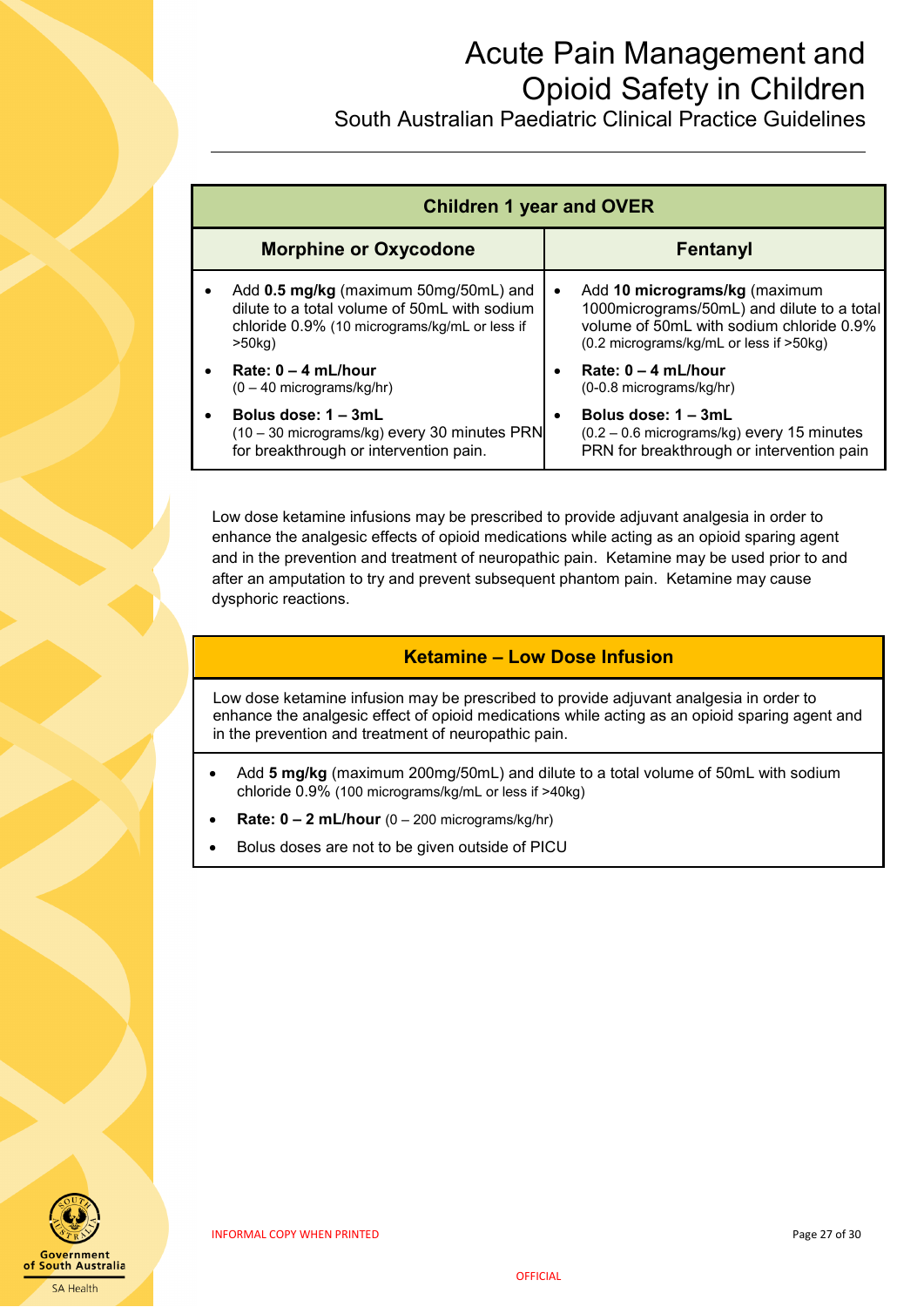| Children 1 year and OVER | |
|---|---|
| **Morphine or Oxycodone** | **Fentanyl** |
| • Add **0.5 mg/kg** (maximum 50mg/50mL) and dilute to a total volume of 50mL with sodium chloride 0.9% (10 micrograms/kg/mL or less if >50kg)<br>• **Rate: 0 – 4 mL/hour** (0 – 40 micrograms/kg/hr)<br>• **Bolus dose: 1 – 3mL** (10 – 30 micrograms/kg) every 30 minutes PRN for breakthrough or intervention pain. | • Add **10 micrograms/kg** (maximum 1000micrograms/50mL) and dilute to a total volume of 50mL with sodium chloride 0.9% (0.2 micrograms/kg/mL or less if >50kg)<br>• **Rate: 0 – 4 mL/hour** (0-0.8 micrograms/kg/hr)<br>• **Bolus dose: 1 – 3mL** (0.2 – 0.6 micrograms/kg) every 15 minutes PRN for breakthrough or intervention pain |

Low dose ketamine infusions may be prescribed to provide adjuvant analgesia in order to enhance the analgesic effects of opioid medications while acting as an opioid sparing agent and in the prevention and treatment of neuropathic pain. Ketamine may be used prior to and after an amputation to try and prevent subsequent phantom pain. Ketamine may cause dysphoric reactions.

| Ketamine – Low Dose Infusion |
|---|
| Low dose ketamine infusion may be prescribed to provide adjuvant analgesia in order to enhance the analgesic effect of opioid medications while acting as an opioid sparing agent and in the prevention and treatment of neuropathic pain. |
| • Add **5 mg/kg** (maximum 200mg/50mL) and dilute to a total volume of 50mL with sodium chloride 0.9% (100 micrograms/kg/mL or less if >40kg)<br>• **Rate: 0 – 2 mL/hour** (0 – 200 micrograms/kg/hr)<br>• Bolus doses are not to be given outside of PICU |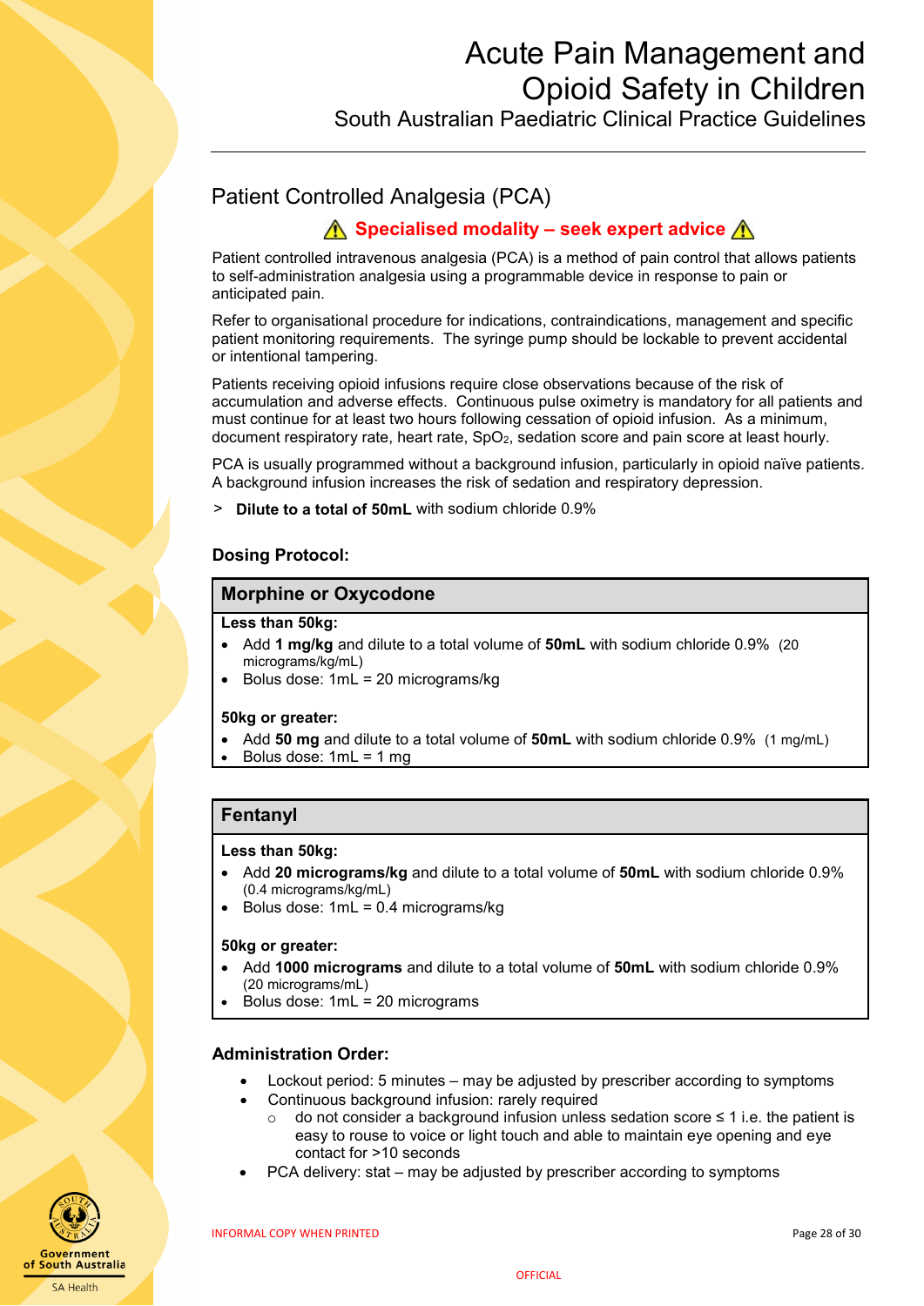## Patient Controlled Analgesia (PCA)

**⚠ Specialised modality – seek expert advice ⚠**

Patient controlled intravenous analgesia (PCA) is a method of pain control that allows patients to self-administration analgesia using a programmable device in response to pain or anticipated pain.

Refer to organisational procedure for indications, contraindications, management and specific patient monitoring requirements. The syringe pump should be lockable to prevent accidental or intentional tampering.

Patients receiving opioid infusions require close observations because of the risk of accumulation and adverse effects. Continuous pulse oximetry is mandatory for all patients and must continue for at least two hours following cessation of opioid infusion. As a minimum, document respiratory rate, heart rate, $SpO_2$, sedation score and pain score at least hourly.

PCA is usually programmed without a background infusion, particularly in opioid naïve patients. A background infusion increases the risk of sedation and respiratory depression.

> **Dilute to a total of 50mL** with sodium chloride 0.9%

### Dosing Protocol:

| Morphine or Oxycodone |
| --- |
| **Less than 50kg:**<br>• Add **1 mg/kg** and dilute to a total volume of **50mL** with sodium chloride 0.9% (20 micrograms/kg/mL)<br>• Bolus dose: 1mL = 20 micrograms/kg |
| **50kg or greater:**<br>• Add **50 mg** and dilute to a total volume of **50mL** with sodium chloride 0.9% (1 mg/mL)<br>• Bolus dose: 1mL = 1 mg |

| Fentanyl |
| --- |
| **Less than 50kg:**<br>• Add **20 micrograms/kg** and dilute to a total volume of **50mL** with sodium chloride 0.9% (0.4 micrograms/kg/mL)<br>• Bolus dose: 1mL = 0.4 micrograms/kg |
| **50kg or greater:**<br>• Add **1000 micrograms** and dilute to a total volume of **50mL** with sodium chloride 0.9% (20 micrograms/mL)<br>• Bolus dose: 1mL = 20 micrograms |

### Administration Order:

- Lockout period: 5 minutes – may be adjusted by prescriber according to symptoms
- Continuous background infusion: rarely required
  - do not consider a background infusion unless sedation score ≤ 1 i.e. the patient is easy to rouse to voice or light touch and able to maintain eye opening and eye contact for >10 seconds
- PCA delivery: stat – may be adjusted by prescriber according to symptoms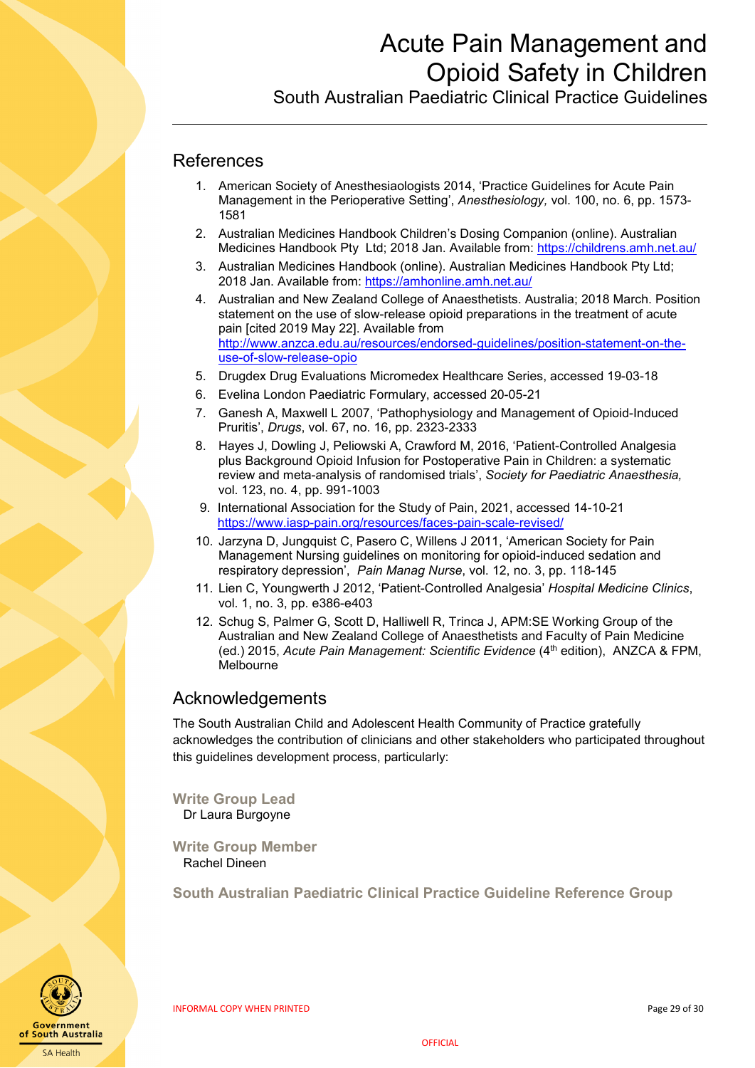## References

1. American Society of Anesthesiaologists 2014, 'Practice Guidelines for Acute Pain Management in the Perioperative Setting', *Anesthesiology,* vol. 100, no. 6, pp. 1573-1581
2. Australian Medicines Handbook Children's Dosing Companion (online). Australian Medicines Handbook Pty Ltd; 2018 Jan. Available from: https://childrens.amh.net.au/
3. Australian Medicines Handbook (online). Australian Medicines Handbook Pty Ltd; 2018 Jan. Available from: https://amhonline.amh.net.au/
4. Australian and New Zealand College of Anaesthetists. Australia; 2018 March. Position statement on the use of slow-release opioid preparations in the treatment of acute pain [cited 2019 May 22]. Available from http://www.anzca.edu.au/resources/endorsed-guidelines/position-statement-on-the-use-of-slow-release-opio
5. Drugdex Drug Evaluations Micromedex Healthcare Series, accessed 19-03-18
6. Evelina London Paediatric Formulary, accessed 20-05-21
7. Ganesh A, Maxwell L 2007, 'Pathophysiology and Management of Opioid-Induced Pruritis', *Drugs*, vol. 67, no. 16, pp. 2323-2333
8. Hayes J, Dowling J, Peliowski A, Crawford M, 2016, 'Patient-Controlled Analgesia plus Background Opioid Infusion for Postoperative Pain in Children: a systematic review and meta-analysis of randomised trials', *Society for Paediatric Anaesthesia,* vol. 123, no. 4, pp. 991-1003
9. International Association for the Study of Pain, 2021, accessed 14-10-21 https://www.iasp-pain.org/resources/faces-pain-scale-revised/
10. Jarzyna D, Jungquist C, Pasero C, Willens J 2011, 'American Society for Pain Management Nursing guidelines on monitoring for opioid-induced sedation and respiratory depression', *Pain Manag Nurse*, vol. 12, no. 3, pp. 118-145
11. Lien C, Youngwerth J 2012, 'Patient-Controlled Analgesia' *Hospital Medicine Clinics*, vol. 1, no. 3, pp. e386-e403
12. Schug S, Palmer G, Scott D, Halliwell R, Trinca J, APM:SE Working Group of the Australian and New Zealand College of Anaesthetists and Faculty of Pain Medicine (ed.) 2015, *Acute Pain Management: Scientific Evidence* (4th edition), ANZCA & FPM, Melbourne

## Acknowledgements

The South Australian Child and Adolescent Health Community of Practice gratefully acknowledges the contribution of clinicians and other stakeholders who participated throughout this guidelines development process, particularly:

### Write Group Lead

Dr Laura Burgoyne

### Write Group Member

Rachel Dineen

### South Australian Paediatric Clinical Practice Guideline Reference Group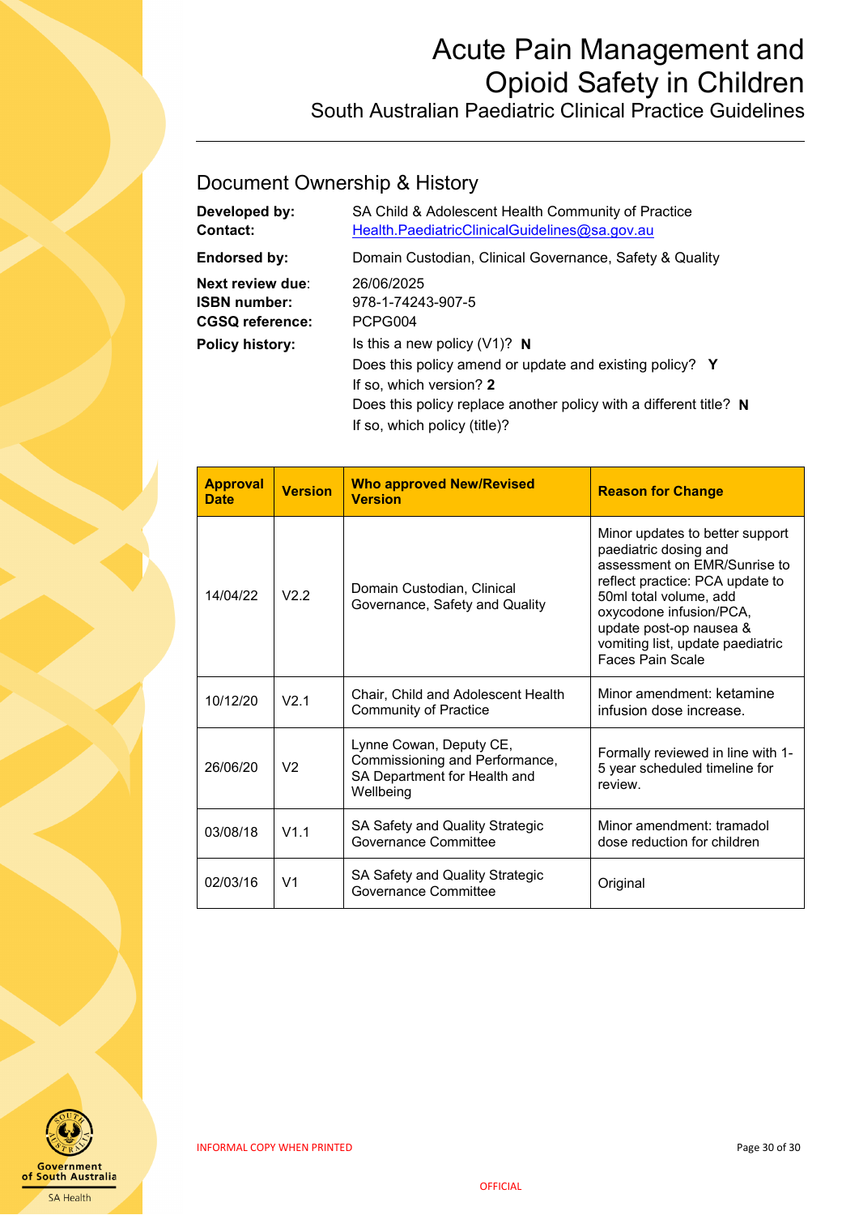# Acute Pain Management and Opioid Safety in Children

South Australian Paediatric Clinical Practice Guidelines

## Document Ownership & History

**Developed by:** SA Child & Adolescent Health Community of Practice
**Contact:** Health.PaediatricClinicalGuidelines@sa.gov.au

**Endorsed by:** Domain Custodian, Clinical Governance, Safety & Quality

**Next review due**: 26/06/2025
**ISBN number:** 978-1-74243-907-5
**CGSQ reference:** PCPG004

**Policy history:** Is this a new policy (V1)? **N**
Does this policy amend or update and existing policy? **Y**
If so, which version? **2**
Does this policy replace another policy with a different title? **N**
If so, which policy (title)?

| Approval Date | Version | Who approved New/Revised Version | Reason for Change |
|---|---|---|---|
| 14/04/22 | V2.2 | Domain Custodian, Clinical Governance, Safety and Quality | Minor updates to better support paediatric dosing and assessment on EMR/Sunrise to reflect practice: PCA update to 50ml total volume, add oxycodone infusion/PCA, update post-op nausea & vomiting list, update paediatric Faces Pain Scale |
| 10/12/20 | V2.1 | Chair, Child and Adolescent Health Community of Practice | Minor amendment: ketamine infusion dose increase. |
| 26/06/20 | V2 | Lynne Cowan, Deputy CE, Commissioning and Performance, SA Department for Health and Wellbeing | Formally reviewed in line with 1-5 year scheduled timeline for review. |
| 03/08/18 | V1.1 | SA Safety and Quality Strategic Governance Committee | Minor amendment: tramadol dose reduction for children |
| 02/03/16 | V1 | SA Safety and Quality Strategic Governance Committee | Original |

INFORMAL COPY WHEN PRINTED

OFFICIAL